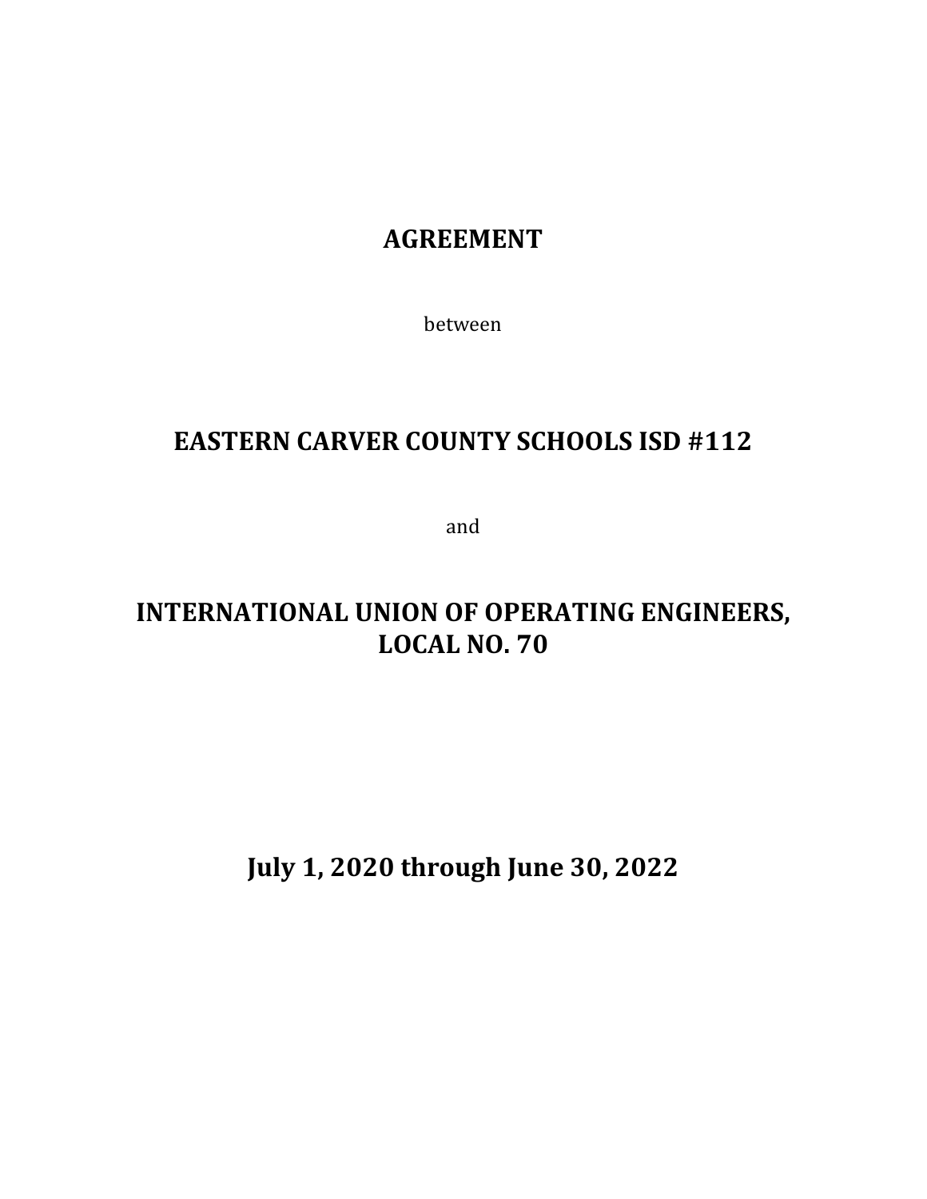# AGREEMENT

between

# EASTERN CARVER COUNTY SCHOOLS ISD #112

and

# INTERNATIONAL UNION OF OPERATING ENGINEERS, LOCAL NO. 70

## July 1, 2020 through June 30, 2022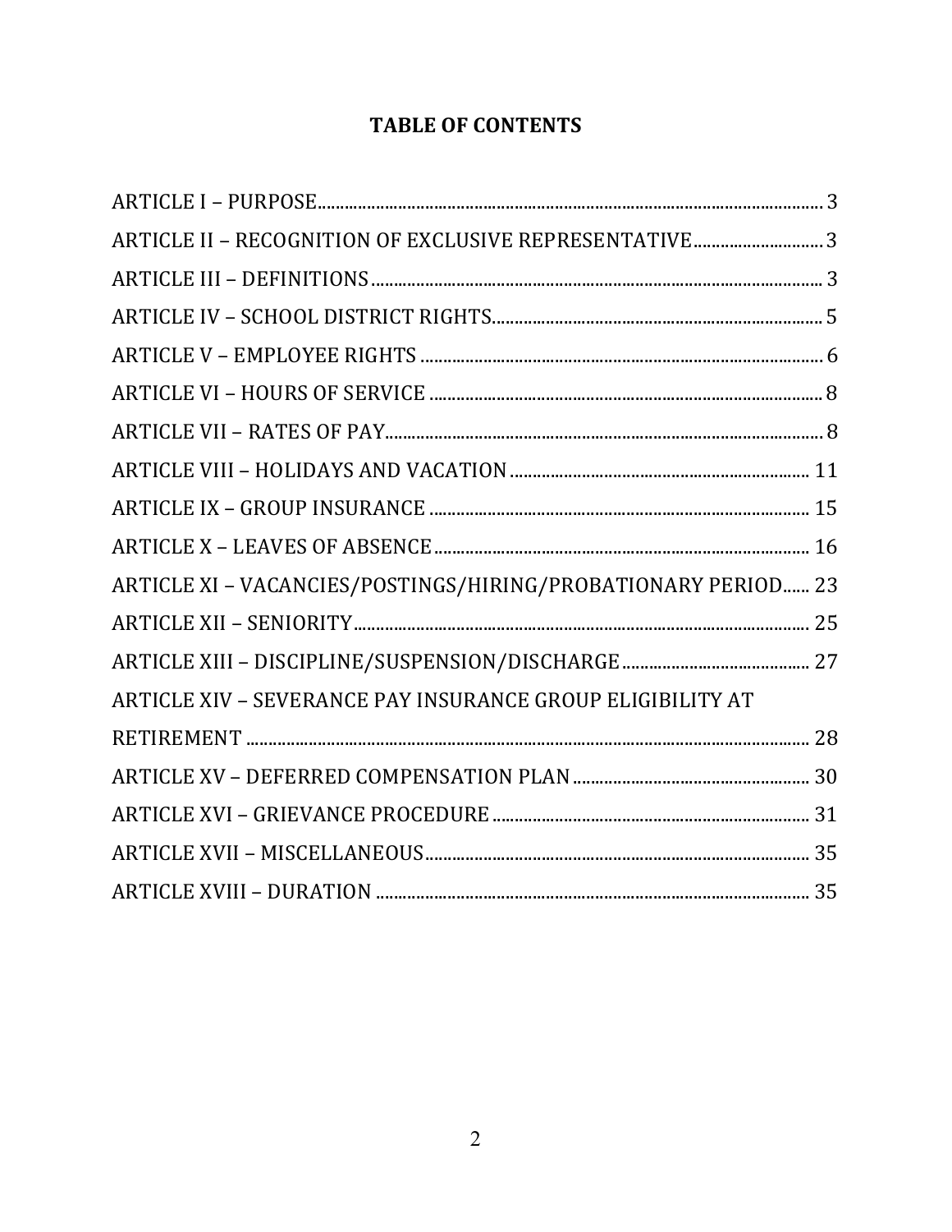# TABLE OF CONTENTS

ARTICLE I – PURPOSE ........ 3
ARTICLE II – RECOGNITION OF EXCLUSIVE REPRESENTATIVE ........ 3
ARTICLE III – DEFINITIONS ........ 3
ARTICLE IV – SCHOOL DISTRICT RIGHTS ........ 5
ARTICLE V – EMPLOYEE RIGHTS ........ 6
ARTICLE VI – HOURS OF SERVICE ........ 8
ARTICLE VII – RATES OF PAY ........ 8
ARTICLE VIII – HOLIDAYS AND VACATION ........ 11
ARTICLE IX – GROUP INSURANCE ........ 15
ARTICLE X – LEAVES OF ABSENCE ........ 16
ARTICLE XI – VACANCIES/POSTINGS/HIRING/PROBATIONARY PERIOD ........ 23
ARTICLE XII – SENIORITY ........ 25
ARTICLE XIII – DISCIPLINE/SUSPENSION/DISCHARGE ........ 27
ARTICLE XIV – SEVERANCE PAY INSURANCE GROUP ELIGIBILITY AT RETIREMENT ........ 28
ARTICLE XV – DEFERRED COMPENSATION PLAN ........ 30
ARTICLE XVI – GRIEVANCE PROCEDURE ........ 31
ARTICLE XVII – MISCELLANEOUS ........ 35
ARTICLE XVIII – DURATION ........ 35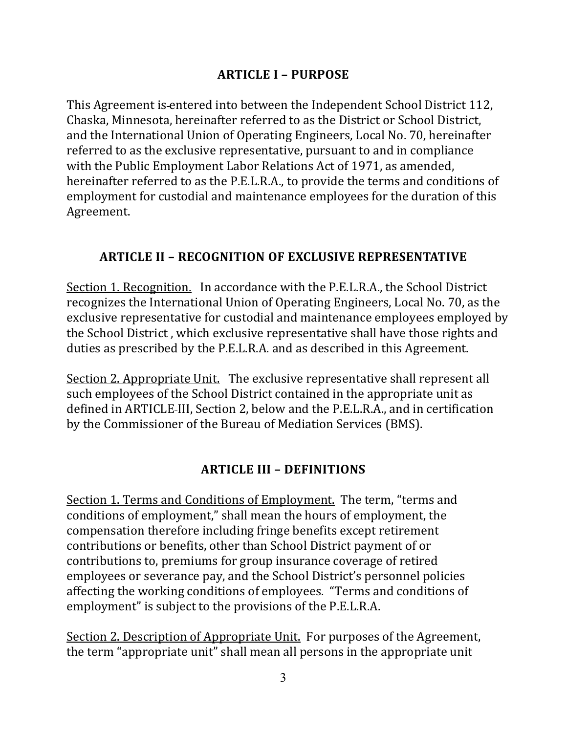## ARTICLE I – PURPOSE

This Agreement is entered into between the Independent School District 112, Chaska, Minnesota, hereinafter referred to as the District or School District, and the International Union of Operating Engineers, Local No. 70, hereinafter referred to as the exclusive representative, pursuant to and in compliance with the Public Employment Labor Relations Act of 1971, as amended, hereinafter referred to as the P.E.L.R.A., to provide the terms and conditions of employment for custodial and maintenance employees for the duration of this Agreement.

## ARTICLE II – RECOGNITION OF EXCLUSIVE REPRESENTATIVE

Section 1. Recognition. In accordance with the P.E.L.R.A., the School District recognizes the International Union of Operating Engineers, Local No. 70, as the exclusive representative for custodial and maintenance employees employed by the School District , which exclusive representative shall have those rights and duties as prescribed by the P.E.L.R.A. and as described in this Agreement.

Section 2. Appropriate Unit. The exclusive representative shall represent all such employees of the School District contained in the appropriate unit as defined in ARTICLE III, Section 2, below and the P.E.L.R.A., and in certification by the Commissioner of the Bureau of Mediation Services (BMS).

## ARTICLE III – DEFINITIONS

Section 1. Terms and Conditions of Employment. The term, "terms and conditions of employment," shall mean the hours of employment, the compensation therefore including fringe benefits except retirement contributions or benefits, other than School District payment of or contributions to, premiums for group insurance coverage of retired employees or severance pay, and the School District's personnel policies affecting the working conditions of employees. "Terms and conditions of employment" is subject to the provisions of the P.E.L.R.A.

Section 2. Description of Appropriate Unit. For purposes of the Agreement, the term "appropriate unit" shall mean all persons in the appropriate unit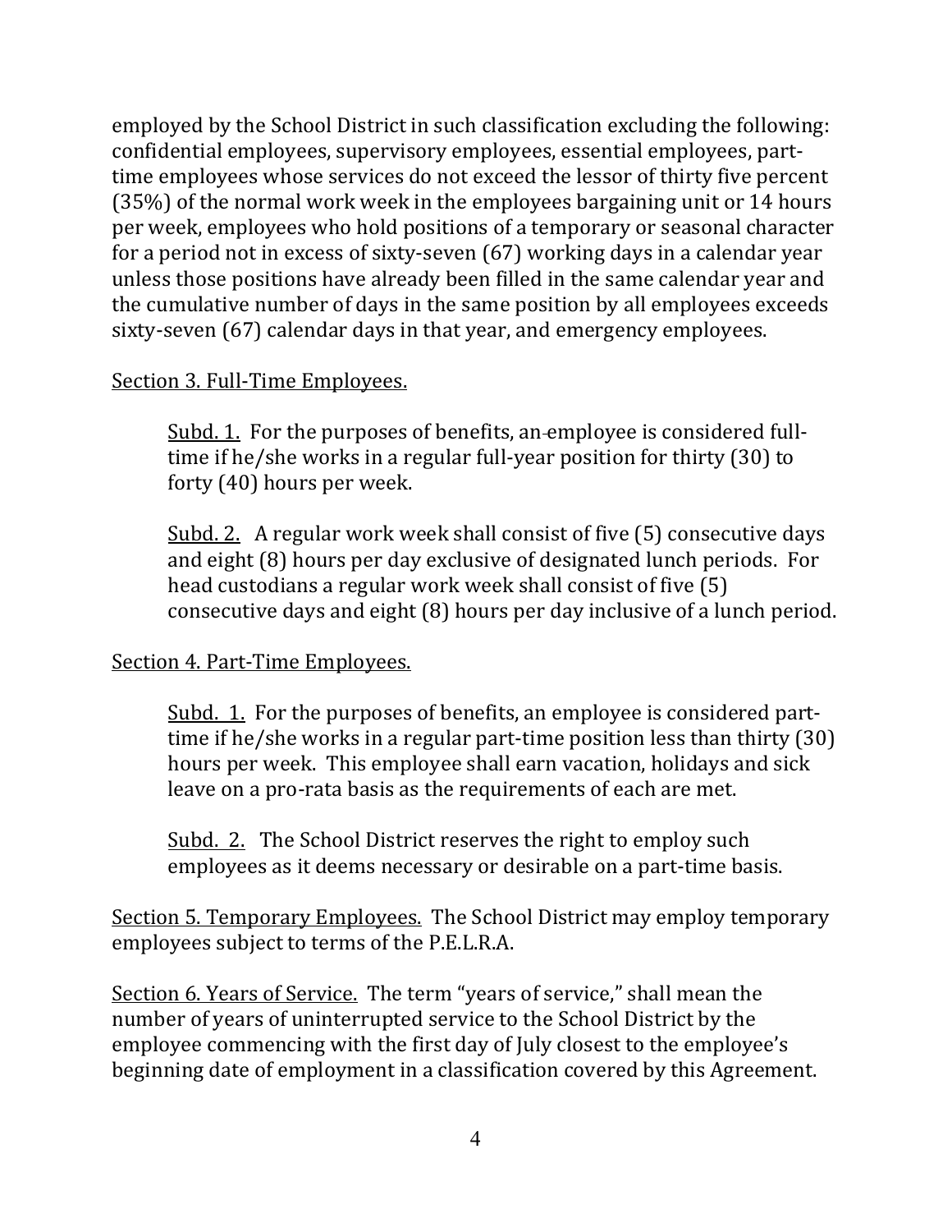employed by the School District in such classification excluding the following: confidential employees, supervisory employees, essential employees, part-time employees whose services do not exceed the lessor of thirty five percent (35%) of the normal work week in the employees bargaining unit or 14 hours per week, employees who hold positions of a temporary or seasonal character for a period not in excess of sixty-seven (67) working days in a calendar year unless those positions have already been filled in the same calendar year and the cumulative number of days in the same position by all employees exceeds sixty-seven (67) calendar days in that year, and emergency employees.

<u>Section 3. Full-Time Employees.</u>

<u>Subd. 1.</u> For the purposes of benefits, an employee is considered full-time if he/she works in a regular full-year position for thirty (30) to forty (40) hours per week.

<u>Subd. 2.</u> A regular work week shall consist of five (5) consecutive days and eight (8) hours per day exclusive of designated lunch periods. For head custodians a regular work week shall consist of five (5) consecutive days and eight (8) hours per day inclusive of a lunch period.

<u>Section 4. Part-Time Employees.</u>

<u>Subd. 1.</u> For the purposes of benefits, an employee is considered part-time if he/she works in a regular part-time position less than thirty (30) hours per week. This employee shall earn vacation, holidays and sick leave on a pro-rata basis as the requirements of each are met.

<u>Subd. 2.</u> The School District reserves the right to employ such employees as it deems necessary or desirable on a part-time basis.

<u>Section 5. Temporary Employees.</u> The School District may employ temporary employees subject to terms of the P.E.L.R.A.

<u>Section 6. Years of Service.</u> The term "years of service," shall mean the number of years of uninterrupted service to the School District by the employee commencing with the first day of July closest to the employee's beginning date of employment in a classification covered by this Agreement.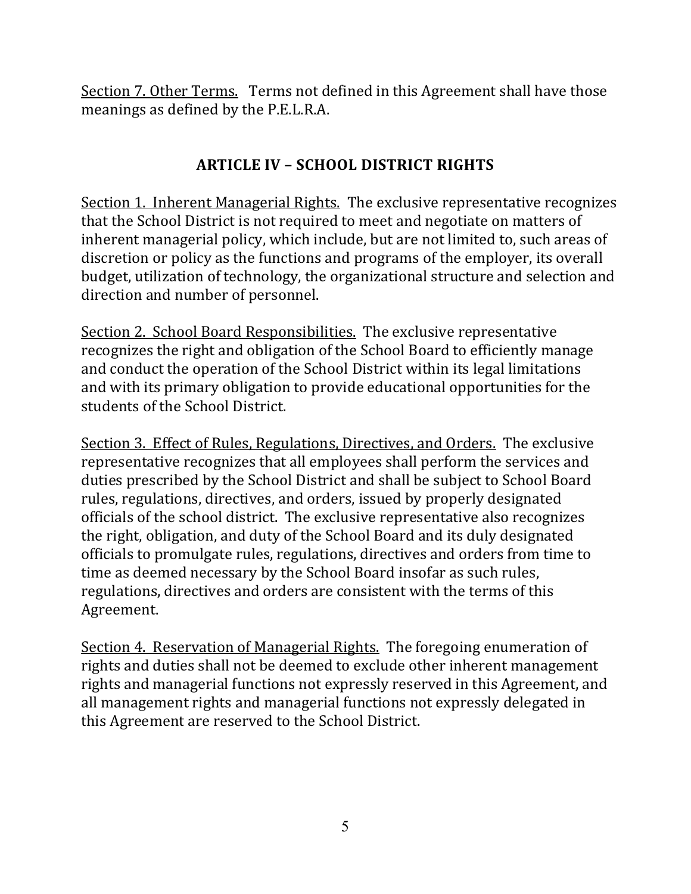Section 7. Other Terms. Terms not defined in this Agreement shall have those meanings as defined by the P.E.L.R.A.

## ARTICLE IV – SCHOOL DISTRICT RIGHTS

Section 1. Inherent Managerial Rights. The exclusive representative recognizes that the School District is not required to meet and negotiate on matters of inherent managerial policy, which include, but are not limited to, such areas of discretion or policy as the functions and programs of the employer, its overall budget, utilization of technology, the organizational structure and selection and direction and number of personnel.

Section 2. School Board Responsibilities. The exclusive representative recognizes the right and obligation of the School Board to efficiently manage and conduct the operation of the School District within its legal limitations and with its primary obligation to provide educational opportunities for the students of the School District.

Section 3. Effect of Rules, Regulations, Directives, and Orders. The exclusive representative recognizes that all employees shall perform the services and duties prescribed by the School District and shall be subject to School Board rules, regulations, directives, and orders, issued by properly designated officials of the school district. The exclusive representative also recognizes the right, obligation, and duty of the School Board and its duly designated officials to promulgate rules, regulations, directives and orders from time to time as deemed necessary by the School Board insofar as such rules, regulations, directives and orders are consistent with the terms of this Agreement.

Section 4. Reservation of Managerial Rights. The foregoing enumeration of rights and duties shall not be deemed to exclude other inherent management rights and managerial functions not expressly reserved in this Agreement, and all management rights and managerial functions not expressly delegated in this Agreement are reserved to the School District.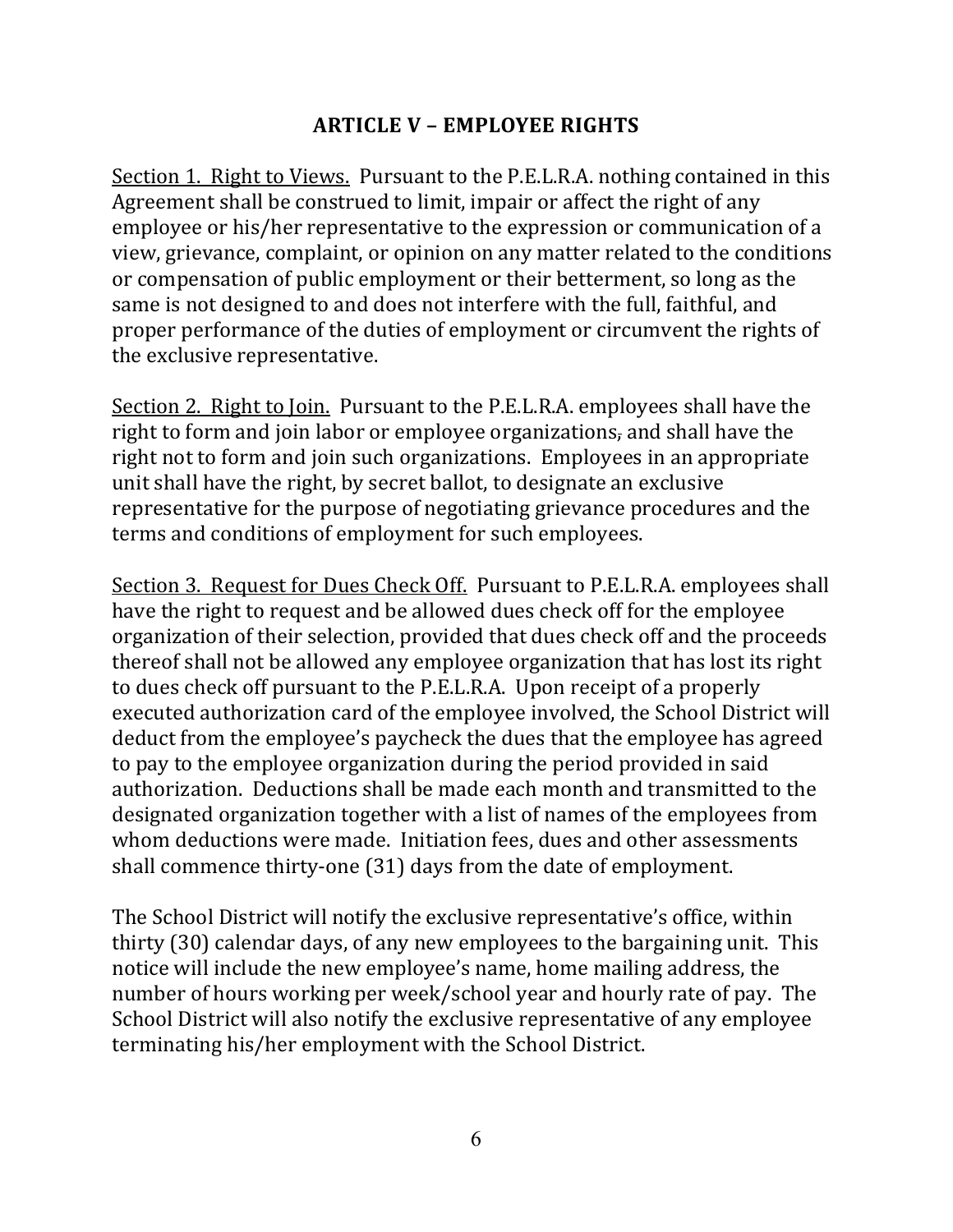## ARTICLE V – EMPLOYEE RIGHTS

<u>Section 1. Right to Views.</u> Pursuant to the P.E.L.R.A. nothing contained in this Agreement shall be construed to limit, impair or affect the right of any employee or his/her representative to the expression or communication of a view, grievance, complaint, or opinion on any matter related to the conditions or compensation of public employment or their betterment, so long as the same is not designed to and does not interfere with the full, faithful, and proper performance of the duties of employment or circumvent the rights of the exclusive representative.

<u>Section 2. Right to Join.</u> Pursuant to the P.E.L.R.A. employees shall have the right to form and join labor or employee organizations, and shall have the right not to form and join such organizations. Employees in an appropriate unit shall have the right, by secret ballot, to designate an exclusive representative for the purpose of negotiating grievance procedures and the terms and conditions of employment for such employees.

<u>Section 3. Request for Dues Check Off.</u> Pursuant to P.E.L.R.A. employees shall have the right to request and be allowed dues check off for the employee organization of their selection, provided that dues check off and the proceeds thereof shall not be allowed any employee organization that has lost its right to dues check off pursuant to the P.E.L.R.A. Upon receipt of a properly executed authorization card of the employee involved, the School District will deduct from the employee's paycheck the dues that the employee has agreed to pay to the employee organization during the period provided in said authorization. Deductions shall be made each month and transmitted to the designated organization together with a list of names of the employees from whom deductions were made. Initiation fees, dues and other assessments shall commence thirty-one (31) days from the date of employment.

The School District will notify the exclusive representative's office, within thirty (30) calendar days, of any new employees to the bargaining unit. This notice will include the new employee's name, home mailing address, the number of hours working per week/school year and hourly rate of pay. The School District will also notify the exclusive representative of any employee terminating his/her employment with the School District.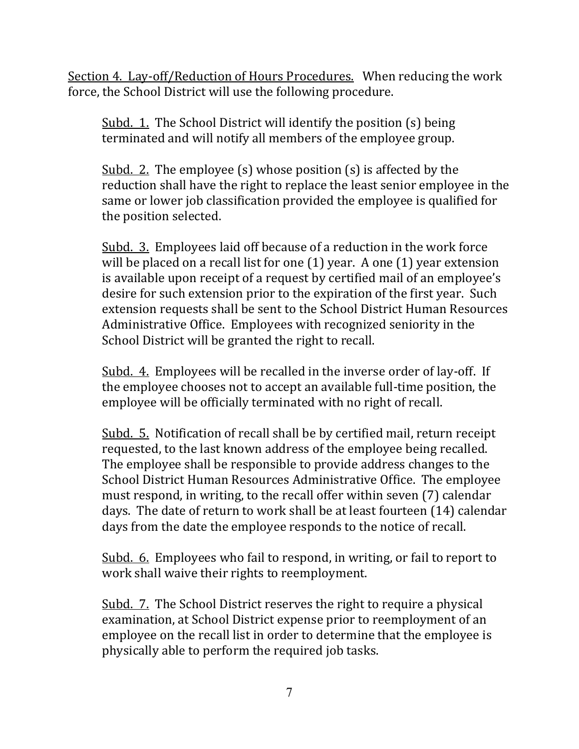Section 4. Lay-off/Reduction of Hours Procedures. When reducing the work force, the School District will use the following procedure.

Subd. 1. The School District will identify the position (s) being terminated and will notify all members of the employee group.

Subd. 2. The employee (s) whose position (s) is affected by the reduction shall have the right to replace the least senior employee in the same or lower job classification provided the employee is qualified for the position selected.

Subd. 3. Employees laid off because of a reduction in the work force will be placed on a recall list for one (1) year. A one (1) year extension is available upon receipt of a request by certified mail of an employee's desire for such extension prior to the expiration of the first year. Such extension requests shall be sent to the School District Human Resources Administrative Office. Employees with recognized seniority in the School District will be granted the right to recall.

Subd. 4. Employees will be recalled in the inverse order of lay-off. If the employee chooses not to accept an available full-time position, the employee will be officially terminated with no right of recall.

Subd. 5. Notification of recall shall be by certified mail, return receipt requested, to the last known address of the employee being recalled. The employee shall be responsible to provide address changes to the School District Human Resources Administrative Office. The employee must respond, in writing, to the recall offer within seven (7) calendar days. The date of return to work shall be at least fourteen (14) calendar days from the date the employee responds to the notice of recall.

Subd. 6. Employees who fail to respond, in writing, or fail to report to work shall waive their rights to reemployment.

Subd. 7. The School District reserves the right to require a physical examination, at School District expense prior to reemployment of an employee on the recall list in order to determine that the employee is physically able to perform the required job tasks.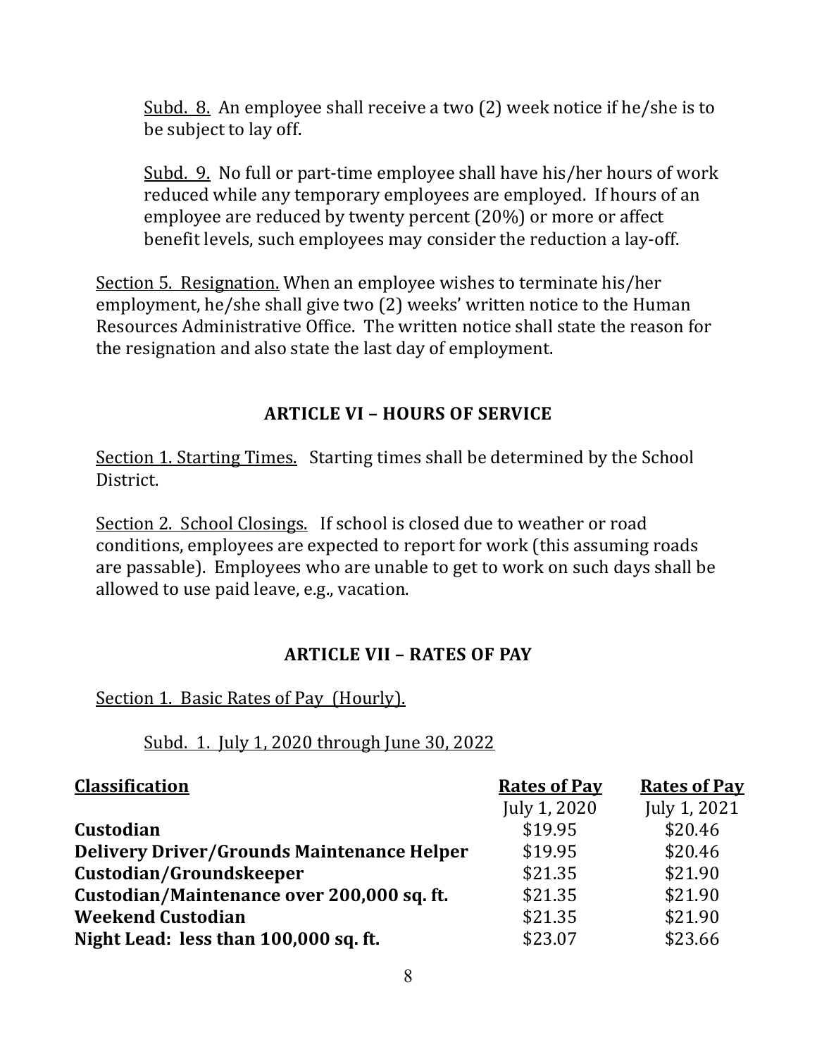Subd. 8. An employee shall receive a two (2) week notice if he/she is to be subject to lay off.

Subd. 9. No full or part-time employee shall have his/her hours of work reduced while any temporary employees are employed. If hours of an employee are reduced by twenty percent (20%) or more or affect benefit levels, such employees may consider the reduction a lay-off.

Section 5. Resignation. When an employee wishes to terminate his/her employment, he/she shall give two (2) weeks' written notice to the Human Resources Administrative Office. The written notice shall state the reason for the resignation and also state the last day of employment.

## ARTICLE VI – HOURS OF SERVICE

Section 1. Starting Times. Starting times shall be determined by the School District.

Section 2. School Closings. If school is closed due to weather or road conditions, employees are expected to report for work (this assuming roads are passable). Employees who are unable to get to work on such days shall be allowed to use paid leave, e.g., vacation.

## ARTICLE VII – RATES OF PAY

Section 1. Basic Rates of Pay (Hourly).

Subd. 1. July 1, 2020 through June 30, 2022

| Classification | Rates of Pay July 1, 2020 | Rates of Pay July 1, 2021 |
|---|---|---|
| **Custodian** | $19.95 | $20.46 |
| **Delivery Driver/Grounds Maintenance Helper** | $19.95 | $20.46 |
| **Custodian/Groundskeeper** | $21.35 | $21.90 |
| **Custodian/Maintenance over 200,000 sq. ft.** | $21.35 | $21.90 |
| **Weekend Custodian** | $21.35 | $21.90 |
| **Night Lead: less than 100,000 sq. ft.** | $23.07 | $23.66 |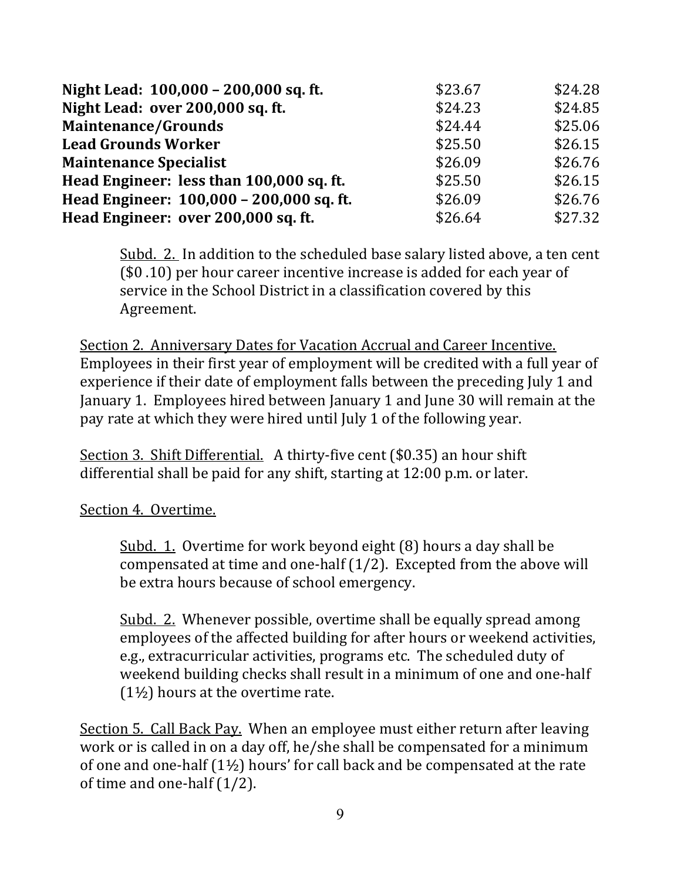| | | |
|---|---|---|
| **Night Lead: 100,000 – 200,000 sq. ft.** | $23.67 | $24.28 |
| **Night Lead: over 200,000 sq. ft.** | $24.23 | $24.85 |
| **Maintenance/Grounds** | $24.44 | $25.06 |
| **Lead Grounds Worker** | $25.50 | $26.15 |
| **Maintenance Specialist** | $26.09 | $26.76 |
| **Head Engineer: less than 100,000 sq. ft.** | $25.50 | $26.15 |
| **Head Engineer: 100,000 – 200,000 sq. ft.** | $26.09 | $26.76 |
| **Head Engineer: over 200,000 sq. ft.** | $26.64 | $27.32 |

Subd. 2. In addition to the scheduled base salary listed above, a ten cent ($0 .10) per hour career incentive increase is added for each year of service in the School District in a classification covered by this Agreement.

Section 2. Anniversary Dates for Vacation Accrual and Career Incentive. Employees in their first year of employment will be credited with a full year of experience if their date of employment falls between the preceding July 1 and January 1. Employees hired between January 1 and June 30 will remain at the pay rate at which they were hired until July 1 of the following year.

Section 3. Shift Differential. A thirty-five cent ($0.35) an hour shift differential shall be paid for any shift, starting at 12:00 p.m. or later.

Section 4. Overtime.

Subd. 1. Overtime for work beyond eight (8) hours a day shall be compensated at time and one-half (1/2). Excepted from the above will be extra hours because of school emergency.

Subd. 2. Whenever possible, overtime shall be equally spread among employees of the affected building for after hours or weekend activities, e.g., extracurricular activities, programs etc. The scheduled duty of weekend building checks shall result in a minimum of one and one-half (1½) hours at the overtime rate.

Section 5. Call Back Pay. When an employee must either return after leaving work or is called in on a day off, he/she shall be compensated for a minimum of one and one-half (1½) hours' for call back and be compensated at the rate of time and one-half (1/2).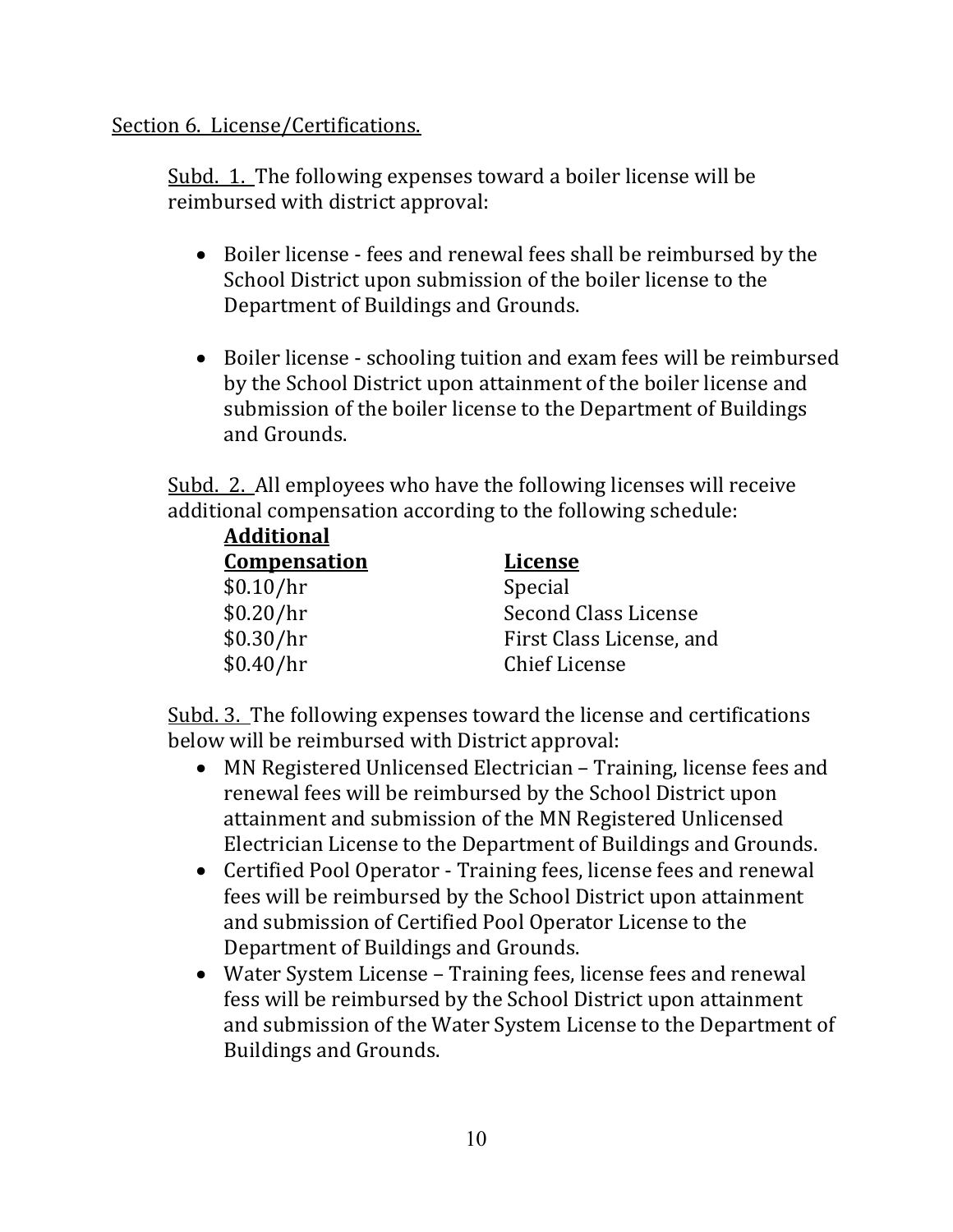Section 6. License/Certifications.

Subd. 1. The following expenses toward a boiler license will be reimbursed with district approval:

- Boiler license - fees and renewal fees shall be reimbursed by the School District upon submission of the boiler license to the Department of Buildings and Grounds.

- Boiler license - schooling tuition and exam fees will be reimbursed by the School District upon attainment of the boiler license and submission of the boiler license to the Department of Buildings and Grounds.

Subd. 2. All employees who have the following licenses will receive additional compensation according to the following schedule:

| Additional Compensation | License |
|---|---|
| $0.10/hr | Special |
| $0.20/hr | Second Class License |
| $0.30/hr | First Class License, and |
| $0.40/hr | Chief License |

Subd. 3. The following expenses toward the license and certifications below will be reimbursed with District approval:

- MN Registered Unlicensed Electrician – Training, license fees and renewal fees will be reimbursed by the School District upon attainment and submission of the MN Registered Unlicensed Electrician License to the Department of Buildings and Grounds.
- Certified Pool Operator - Training fees, license fees and renewal fees will be reimbursed by the School District upon attainment and submission of Certified Pool Operator License to the Department of Buildings and Grounds.
- Water System License – Training fees, license fees and renewal fess will be reimbursed by the School District upon attainment and submission of the Water System License to the Department of Buildings and Grounds.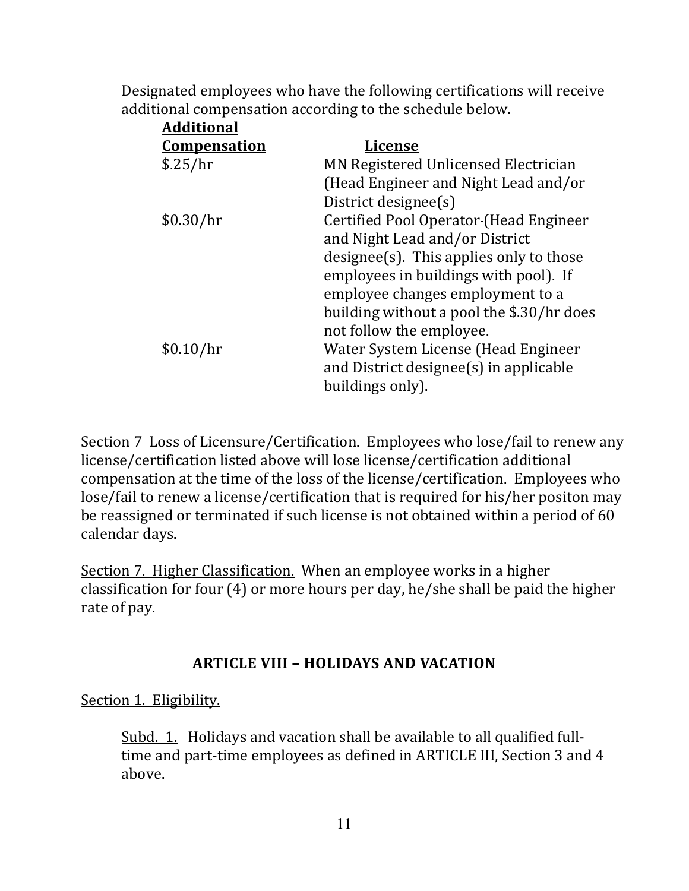Designated employees who have the following certifications will receive additional compensation according to the schedule below.

| **Additional Compensation** | **License** |
|---|---|
| $.25/hr | MN Registered Unlicensed Electrician (Head Engineer and Night Lead and/or District designee(s) |
| $0.30/hr | Certified Pool Operator-(Head Engineer and Night Lead and/or District designee(s). This applies only to those employees in buildings with pool). If employee changes employment to a building without a pool the $.30/hr does not follow the employee. |
| $0.10/hr | Water System License (Head Engineer and District designee(s) in applicable buildings only). |

Section 7 Loss of Licensure/Certification. Employees who lose/fail to renew any license/certification listed above will lose license/certification additional compensation at the time of the loss of the license/certification. Employees who lose/fail to renew a license/certification that is required for his/her positon may be reassigned or terminated if such license is not obtained within a period of 60 calendar days.

Section 7. Higher Classification. When an employee works in a higher classification for four (4) or more hours per day, he/she shall be paid the higher rate of pay.

## ARTICLE VIII – HOLIDAYS AND VACATION

Section 1. Eligibility.

Subd. 1. Holidays and vacation shall be available to all qualified full-time and part-time employees as defined in ARTICLE III, Section 3 and 4 above.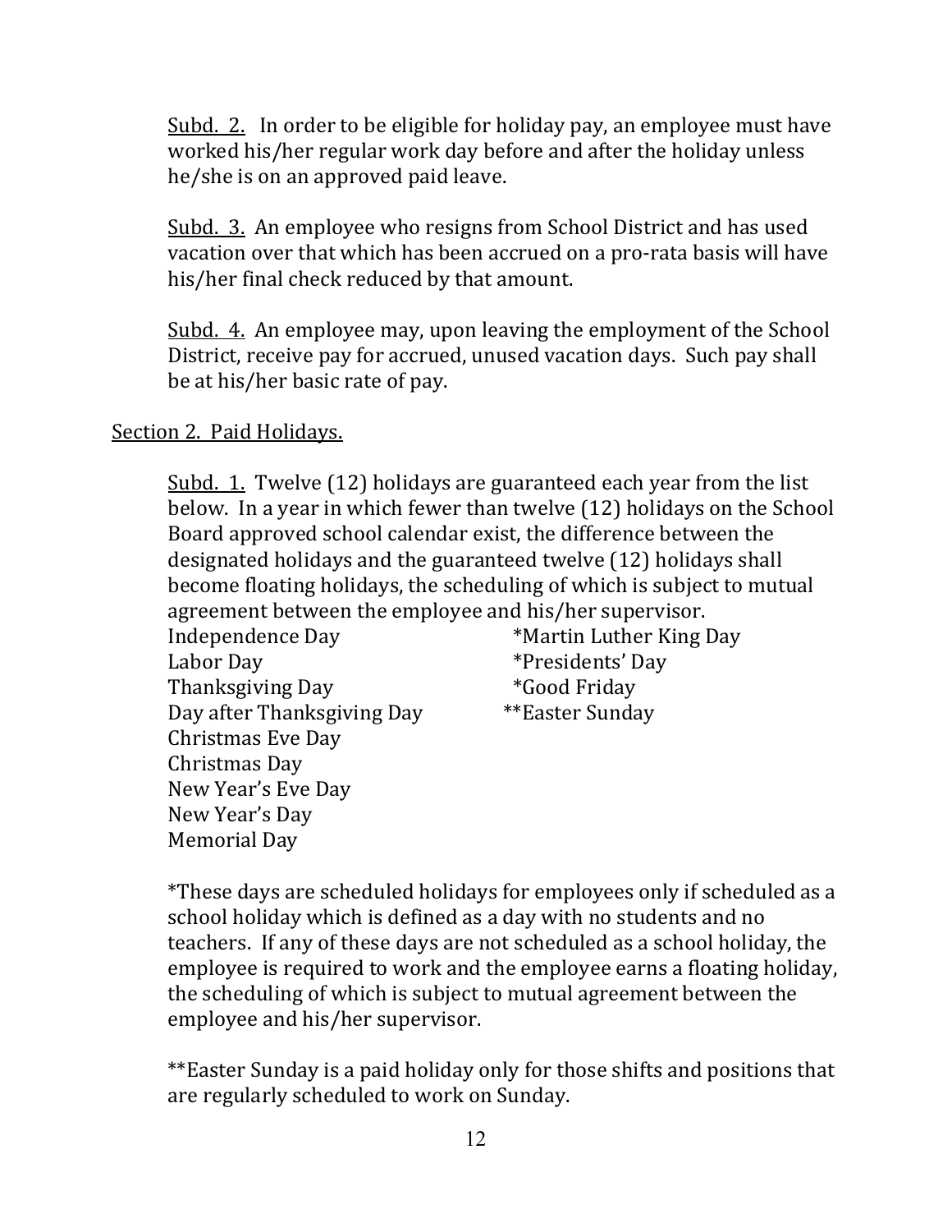<u>Subd. 2.</u> In order to be eligible for holiday pay, an employee must have worked his/her regular work day before and after the holiday unless he/she is on an approved paid leave.

<u>Subd. 3.</u> An employee who resigns from School District and has used vacation over that which has been accrued on a pro-rata basis will have his/her final check reduced by that amount.

<u>Subd. 4.</u> An employee may, upon leaving the employment of the School District, receive pay for accrued, unused vacation days. Such pay shall be at his/her basic rate of pay.

<u>Section 2. Paid Holidays.</u>

<u>Subd. 1.</u> Twelve (12) holidays are guaranteed each year from the list below. In a year in which fewer than twelve (12) holidays on the School Board approved school calendar exist, the difference between the designated holidays and the guaranteed twelve (12) holidays shall become floating holidays, the scheduling of which is subject to mutual agreement between the employee and his/her supervisor.

Independence Day
Labor Day
Thanksgiving Day
Day after Thanksgiving Day
Christmas Eve Day
Christmas Day
New Year's Eve Day
New Year's Day
Memorial Day
*Martin Luther King Day
*Presidents' Day
*Good Friday
**Easter Sunday

*These days are scheduled holidays for employees only if scheduled as a school holiday which is defined as a day with no students and no teachers. If any of these days are not scheduled as a school holiday, the employee is required to work and the employee earns a floating holiday, the scheduling of which is subject to mutual agreement between the employee and his/her supervisor.

**Easter Sunday is a paid holiday only for those shifts and positions that are regularly scheduled to work on Sunday.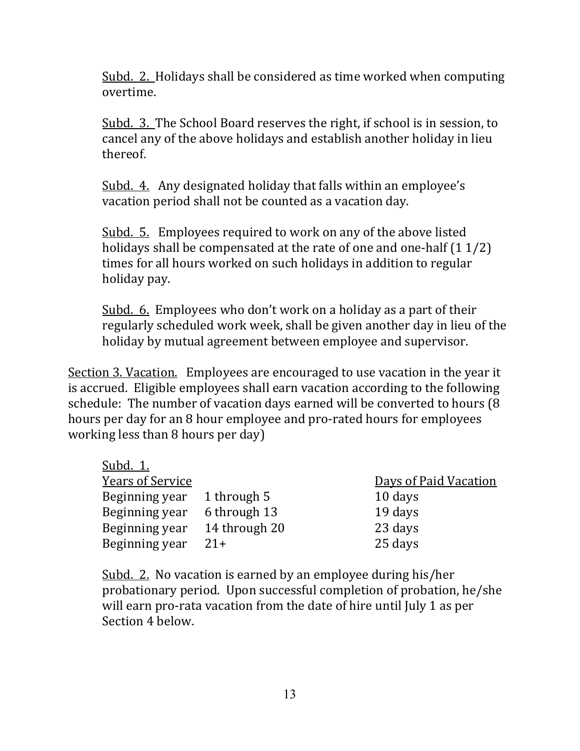Subd. 2. Holidays shall be considered as time worked when computing overtime.

Subd. 3. The School Board reserves the right, if school is in session, to cancel any of the above holidays and establish another holiday in lieu thereof.

Subd. 4. Any designated holiday that falls within an employee's vacation period shall not be counted as a vacation day.

Subd. 5. Employees required to work on any of the above listed holidays shall be compensated at the rate of one and one-half (1 1/2) times for all hours worked on such holidays in addition to regular holiday pay.

Subd. 6. Employees who don't work on a holiday as a part of their regularly scheduled work week, shall be given another day in lieu of the holiday by mutual agreement between employee and supervisor.

Section 3. Vacation. Employees are encouraged to use vacation in the year it is accrued. Eligible employees shall earn vacation according to the following schedule: The number of vacation days earned will be converted to hours (8 hours per day for an 8 hour employee and pro-rated hours for employees working less than 8 hours per day)

Subd. 1.

| Years of Service | | Days of Paid Vacation |
|---|---|---|
| Beginning year | 1 through 5 | 10 days |
| Beginning year | 6 through 13 | 19 days |
| Beginning year | 14 through 20 | 23 days |
| Beginning year | 21+ | 25 days |

Subd. 2. No vacation is earned by an employee during his/her probationary period. Upon successful completion of probation, he/she will earn pro-rata vacation from the date of hire until July 1 as per Section 4 below.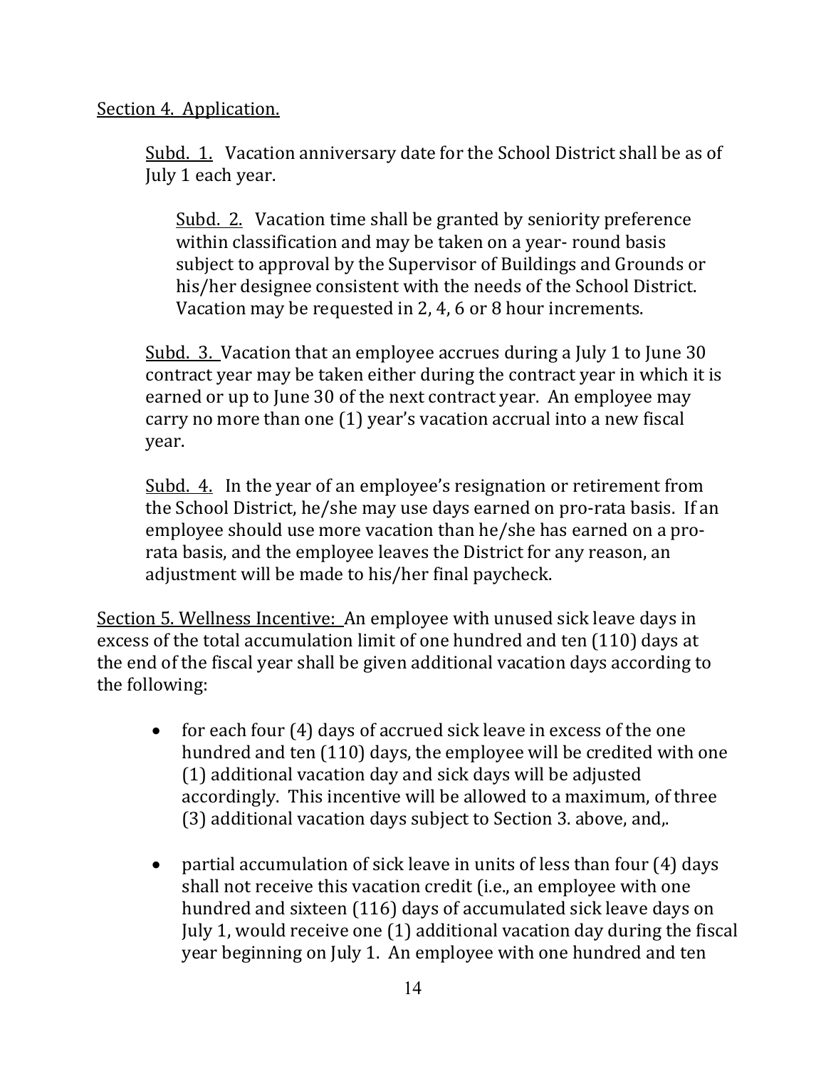Section 4. Application.

Subd. 1. Vacation anniversary date for the School District shall be as of July 1 each year.

Subd. 2. Vacation time shall be granted by seniority preference within classification and may be taken on a year- round basis subject to approval by the Supervisor of Buildings and Grounds or his/her designee consistent with the needs of the School District. Vacation may be requested in 2, 4, 6 or 8 hour increments.

Subd. 3. Vacation that an employee accrues during a July 1 to June 30 contract year may be taken either during the contract year in which it is earned or up to June 30 of the next contract year. An employee may carry no more than one (1) year's vacation accrual into a new fiscal year.

Subd. 4. In the year of an employee's resignation or retirement from the School District, he/she may use days earned on pro-rata basis. If an employee should use more vacation than he/she has earned on a pro-rata basis, and the employee leaves the District for any reason, an adjustment will be made to his/her final paycheck.

Section 5. Wellness Incentive: An employee with unused sick leave days in excess of the total accumulation limit of one hundred and ten (110) days at the end of the fiscal year shall be given additional vacation days according to the following:

- for each four (4) days of accrued sick leave in excess of the one hundred and ten (110) days, the employee will be credited with one (1) additional vacation day and sick days will be adjusted accordingly. This incentive will be allowed to a maximum, of three (3) additional vacation days subject to Section 3. above, and,.

- partial accumulation of sick leave in units of less than four (4) days shall not receive this vacation credit (i.e., an employee with one hundred and sixteen (116) days of accumulated sick leave days on July 1, would receive one (1) additional vacation day during the fiscal year beginning on July 1. An employee with one hundred and ten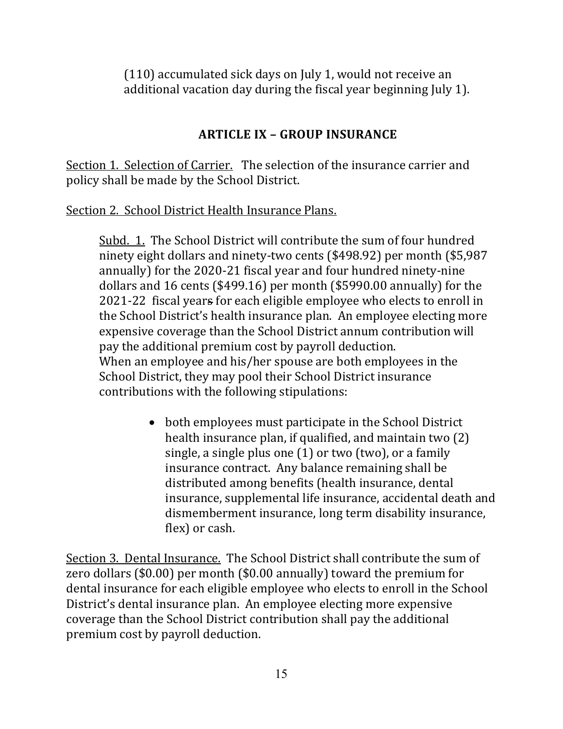(110) accumulated sick days on July 1, would not receive an additional vacation day during the fiscal year beginning July 1).

## ARTICLE IX – GROUP INSURANCE

Section 1. Selection of Carrier. The selection of the insurance carrier and policy shall be made by the School District.

Section 2. School District Health Insurance Plans.

Subd. 1. The School District will contribute the sum of four hundred ninety eight dollars and ninety-two cents ($498.92) per month ($5,987 annually) for the 2020-21 fiscal year and four hundred ninety-nine dollars and 16 cents ($499.16) per month ($5990.00 annually) for the 2021-22 fiscal years for each eligible employee who elects to enroll in the School District's health insurance plan. An employee electing more expensive coverage than the School District annum contribution will pay the additional premium cost by payroll deduction. When an employee and his/her spouse are both employees in the School District, they may pool their School District insurance contributions with the following stipulations:

- both employees must participate in the School District health insurance plan, if qualified, and maintain two (2) single, a single plus one (1) or two (two), or a family insurance contract. Any balance remaining shall be distributed among benefits (health insurance, dental insurance, supplemental life insurance, accidental death and dismemberment insurance, long term disability insurance, flex) or cash.

Section 3. Dental Insurance. The School District shall contribute the sum of zero dollars ($0.00) per month ($0.00 annually) toward the premium for dental insurance for each eligible employee who elects to enroll in the School District's dental insurance plan. An employee electing more expensive coverage than the School District contribution shall pay the additional premium cost by payroll deduction.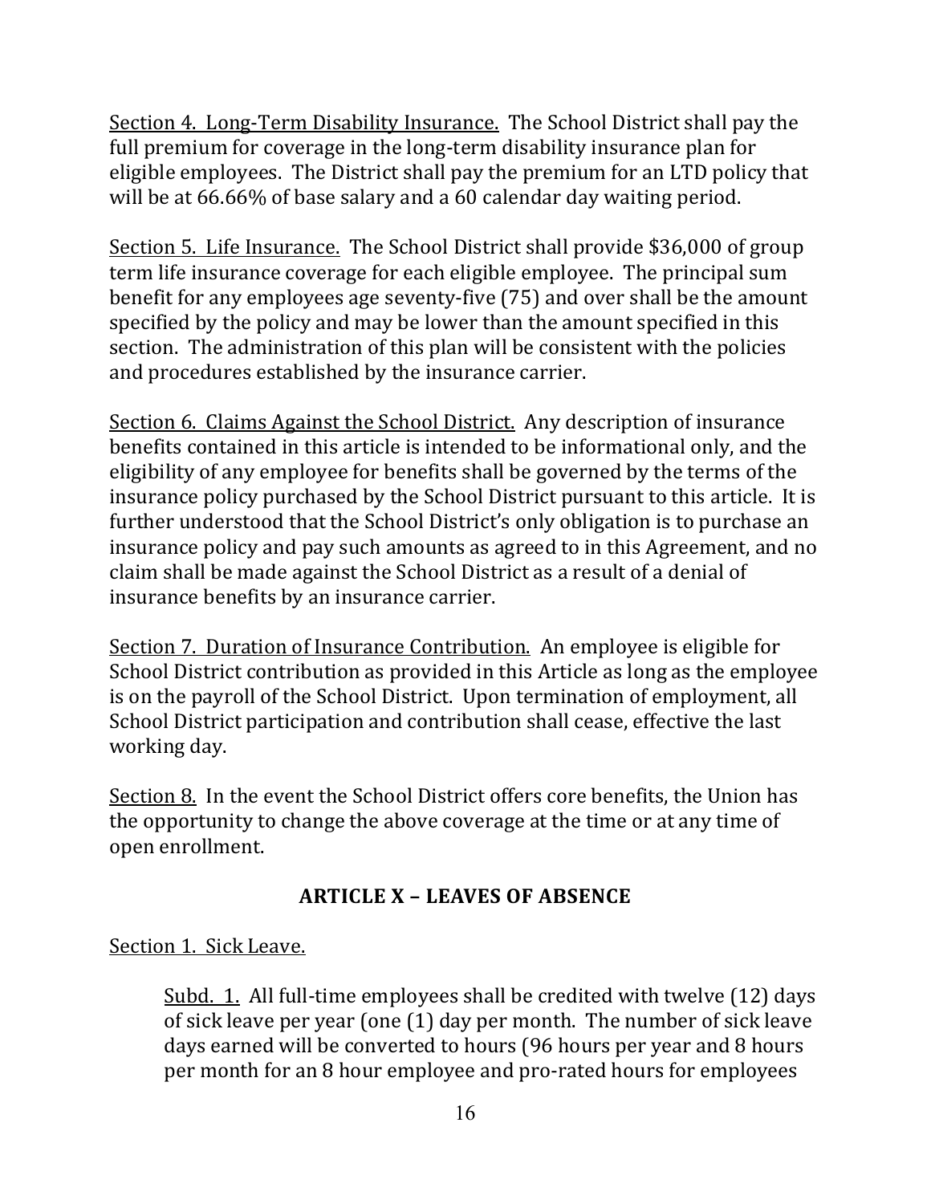Section 4. Long-Term Disability Insurance. The School District shall pay the full premium for coverage in the long-term disability insurance plan for eligible employees. The District shall pay the premium for an LTD policy that will be at 66.66% of base salary and a 60 calendar day waiting period.

Section 5. Life Insurance. The School District shall provide $36,000 of group term life insurance coverage for each eligible employee. The principal sum benefit for any employees age seventy-five (75) and over shall be the amount specified by the policy and may be lower than the amount specified in this section. The administration of this plan will be consistent with the policies and procedures established by the insurance carrier.

Section 6. Claims Against the School District. Any description of insurance benefits contained in this article is intended to be informational only, and the eligibility of any employee for benefits shall be governed by the terms of the insurance policy purchased by the School District pursuant to this article. It is further understood that the School District's only obligation is to purchase an insurance policy and pay such amounts as agreed to in this Agreement, and no claim shall be made against the School District as a result of a denial of insurance benefits by an insurance carrier.

Section 7. Duration of Insurance Contribution. An employee is eligible for School District contribution as provided in this Article as long as the employee is on the payroll of the School District. Upon termination of employment, all School District participation and contribution shall cease, effective the last working day.

Section 8. In the event the School District offers core benefits, the Union has the opportunity to change the above coverage at the time or at any time of open enrollment.

## ARTICLE X – LEAVES OF ABSENCE

Section 1. Sick Leave.

Subd. 1. All full-time employees shall be credited with twelve (12) days of sick leave per year (one (1) day per month. The number of sick leave days earned will be converted to hours (96 hours per year and 8 hours per month for an 8 hour employee and pro-rated hours for employees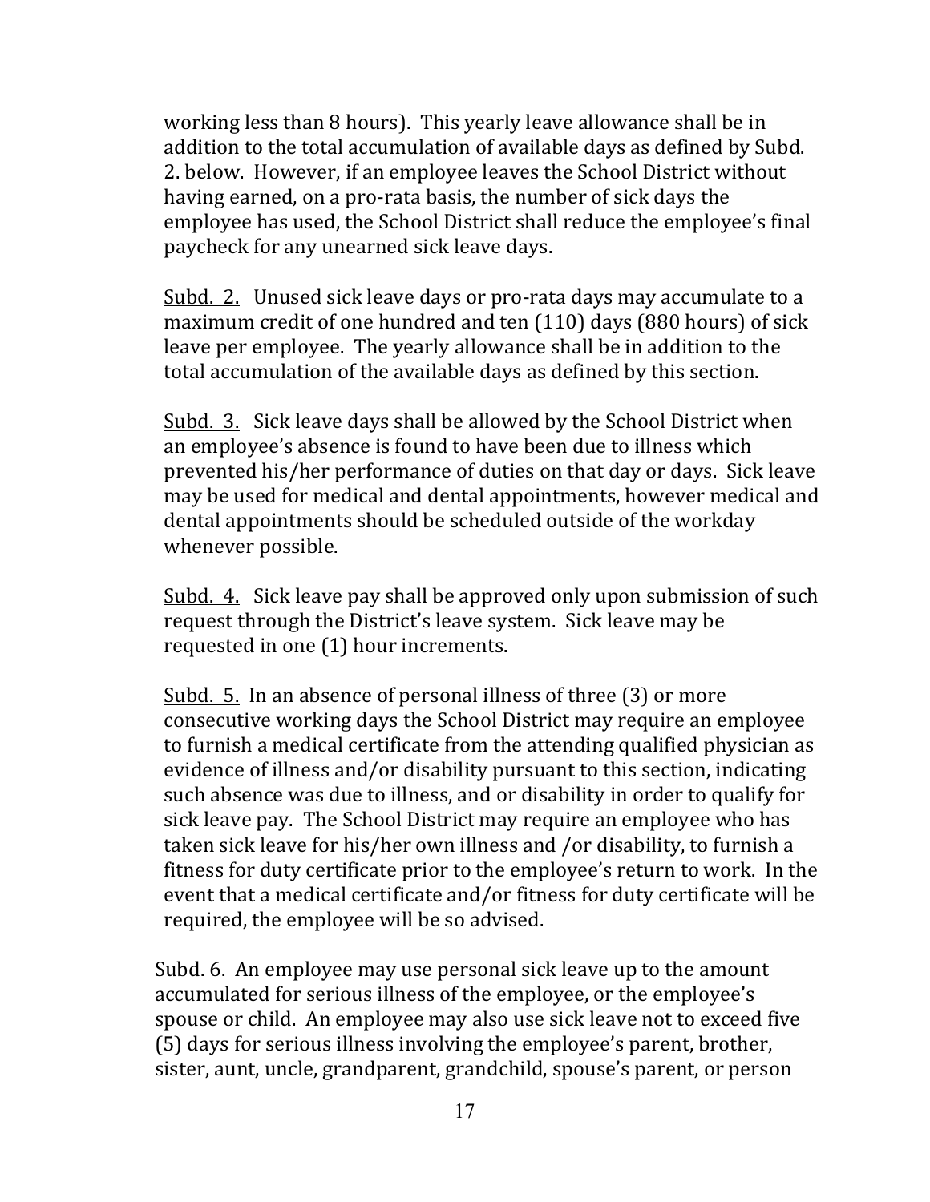working less than 8 hours). This yearly leave allowance shall be in addition to the total accumulation of available days as defined by Subd. 2. below. However, if an employee leaves the School District without having earned, on a pro-rata basis, the number of sick days the employee has used, the School District shall reduce the employee's final paycheck for any unearned sick leave days.

Subd. 2. Unused sick leave days or pro-rata days may accumulate to a maximum credit of one hundred and ten (110) days (880 hours) of sick leave per employee. The yearly allowance shall be in addition to the total accumulation of the available days as defined by this section.

Subd. 3. Sick leave days shall be allowed by the School District when an employee's absence is found to have been due to illness which prevented his/her performance of duties on that day or days. Sick leave may be used for medical and dental appointments, however medical and dental appointments should be scheduled outside of the workday whenever possible.

Subd. 4. Sick leave pay shall be approved only upon submission of such request through the District's leave system. Sick leave may be requested in one (1) hour increments.

Subd. 5. In an absence of personal illness of three (3) or more consecutive working days the School District may require an employee to furnish a medical certificate from the attending qualified physician as evidence of illness and/or disability pursuant to this section, indicating such absence was due to illness, and or disability in order to qualify for sick leave pay. The School District may require an employee who has taken sick leave for his/her own illness and /or disability, to furnish a fitness for duty certificate prior to the employee's return to work. In the event that a medical certificate and/or fitness for duty certificate will be required, the employee will be so advised.

Subd. 6. An employee may use personal sick leave up to the amount accumulated for serious illness of the employee, or the employee's spouse or child. An employee may also use sick leave not to exceed five (5) days for serious illness involving the employee's parent, brother, sister, aunt, uncle, grandparent, grandchild, spouse's parent, or person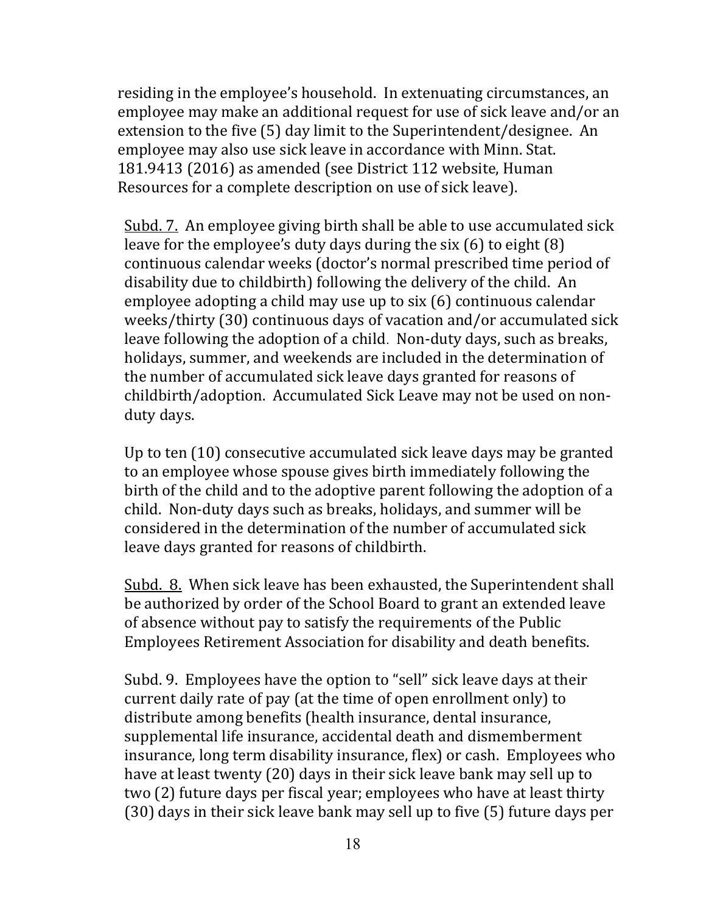residing in the employee's household. In extenuating circumstances, an employee may make an additional request for use of sick leave and/or an extension to the five (5) day limit to the Superintendent/designee. An employee may also use sick leave in accordance with Minn. Stat. 181.9413 (2016) as amended (see District 112 website, Human Resources for a complete description on use of sick leave).

Subd. 7. An employee giving birth shall be able to use accumulated sick leave for the employee's duty days during the six (6) to eight (8) continuous calendar weeks (doctor's normal prescribed time period of disability due to childbirth) following the delivery of the child. An employee adopting a child may use up to six (6) continuous calendar weeks/thirty (30) continuous days of vacation and/or accumulated sick leave following the adoption of a child. Non-duty days, such as breaks, holidays, summer, and weekends are included in the determination of the number of accumulated sick leave days granted for reasons of childbirth/adoption. Accumulated Sick Leave may not be used on non-duty days.

Up to ten (10) consecutive accumulated sick leave days may be granted to an employee whose spouse gives birth immediately following the birth of the child and to the adoptive parent following the adoption of a child. Non-duty days such as breaks, holidays, and summer will be considered in the determination of the number of accumulated sick leave days granted for reasons of childbirth.

Subd. 8. When sick leave has been exhausted, the Superintendent shall be authorized by order of the School Board to grant an extended leave of absence without pay to satisfy the requirements of the Public Employees Retirement Association for disability and death benefits.

Subd. 9. Employees have the option to "sell" sick leave days at their current daily rate of pay (at the time of open enrollment only) to distribute among benefits (health insurance, dental insurance, supplemental life insurance, accidental death and dismemberment insurance, long term disability insurance, flex) or cash. Employees who have at least twenty (20) days in their sick leave bank may sell up to two (2) future days per fiscal year; employees who have at least thirty (30) days in their sick leave bank may sell up to five (5) future days per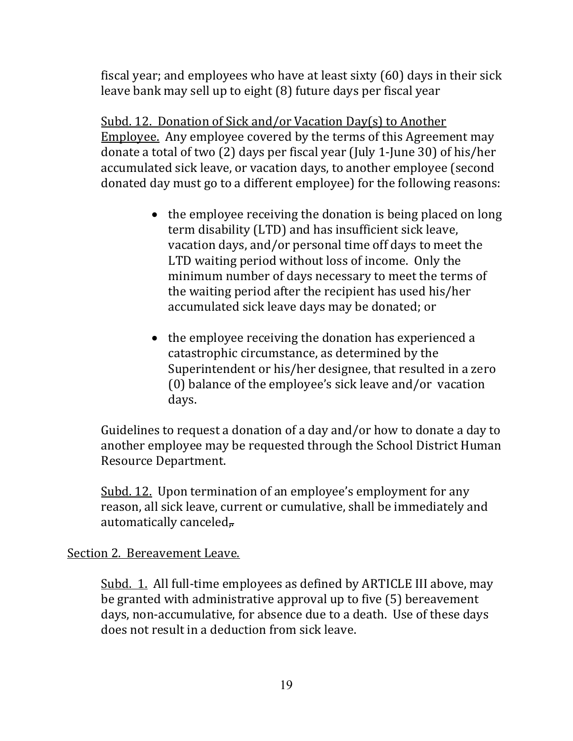fiscal year; and employees who have at least sixty (60) days in their sick leave bank may sell up to eight (8) future days per fiscal year

Subd. 12. Donation of Sick and/or Vacation Day(s) to Another Employee. Any employee covered by the terms of this Agreement may donate a total of two (2) days per fiscal year (July 1-June 30) of his/her accumulated sick leave, or vacation days, to another employee (second donated day must go to a different employee) for the following reasons:

- the employee receiving the donation is being placed on long term disability (LTD) and has insufficient sick leave, vacation days, and/or personal time off days to meet the LTD waiting period without loss of income. Only the minimum number of days necessary to meet the terms of the waiting period after the recipient has used his/her accumulated sick leave days may be donated; or

- the employee receiving the donation has experienced a catastrophic circumstance, as determined by the Superintendent or his/her designee, that resulted in a zero (0) balance of the employee's sick leave and/or vacation days.

Guidelines to request a donation of a day and/or how to donate a day to another employee may be requested through the School District Human Resource Department.

Subd. 12. Upon termination of an employee's employment for any reason, all sick leave, current or cumulative, shall be immediately and automatically canceled.

Section 2. Bereavement Leave.

Subd. 1. All full-time employees as defined by ARTICLE III above, may be granted with administrative approval up to five (5) bereavement days, non-accumulative, for absence due to a death. Use of these days does not result in a deduction from sick leave.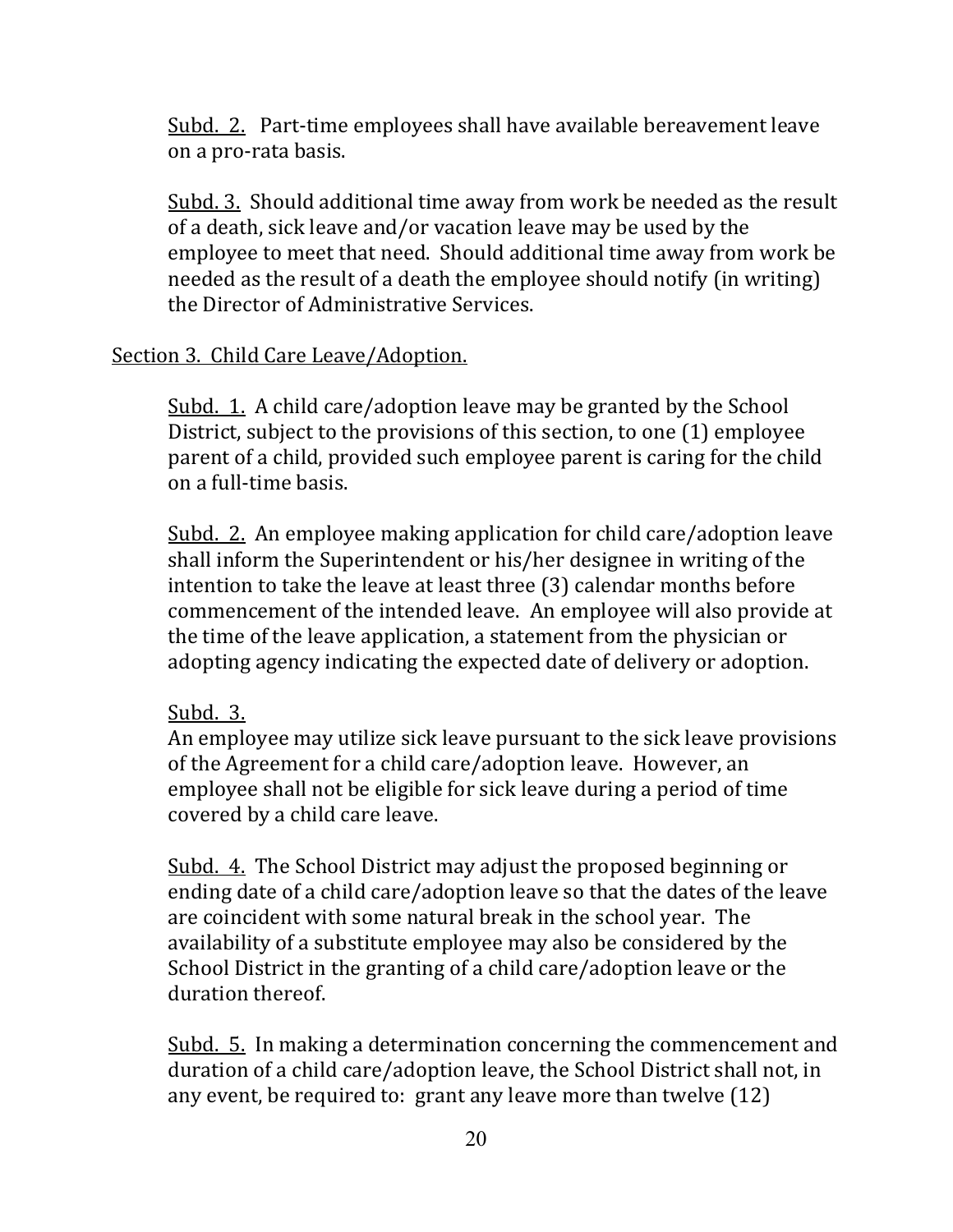Subd. 2. Part-time employees shall have available bereavement leave on a pro-rata basis.

Subd. 3. Should additional time away from work be needed as the result of a death, sick leave and/or vacation leave may be used by the employee to meet that need. Should additional time away from work be needed as the result of a death the employee should notify (in writing) the Director of Administrative Services.

Section 3. Child Care Leave/Adoption.

Subd. 1. A child care/adoption leave may be granted by the School District, subject to the provisions of this section, to one (1) employee parent of a child, provided such employee parent is caring for the child on a full-time basis.

Subd. 2. An employee making application for child care/adoption leave shall inform the Superintendent or his/her designee in writing of the intention to take the leave at least three (3) calendar months before commencement of the intended leave. An employee will also provide at the time of the leave application, a statement from the physician or adopting agency indicating the expected date of delivery or adoption.

Subd. 3.
An employee may utilize sick leave pursuant to the sick leave provisions of the Agreement for a child care/adoption leave. However, an employee shall not be eligible for sick leave during a period of time covered by a child care leave.

Subd. 4. The School District may adjust the proposed beginning or ending date of a child care/adoption leave so that the dates of the leave are coincident with some natural break in the school year. The availability of a substitute employee may also be considered by the School District in the granting of a child care/adoption leave or the duration thereof.

Subd. 5. In making a determination concerning the commencement and duration of a child care/adoption leave, the School District shall not, in any event, be required to: grant any leave more than twelve (12)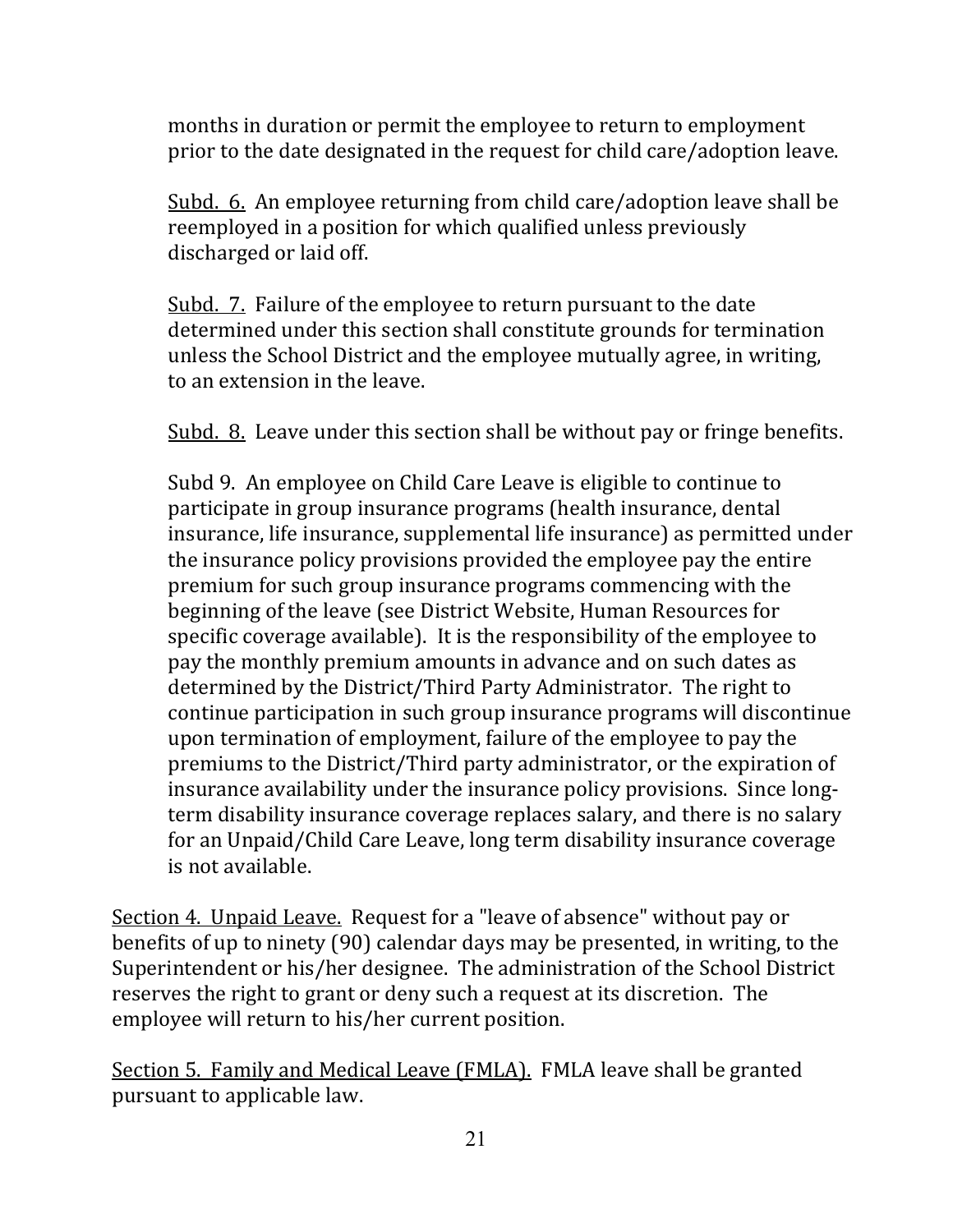months in duration or permit the employee to return to employment prior to the date designated in the request for child care/adoption leave.

<u>Subd. 6.</u> An employee returning from child care/adoption leave shall be reemployed in a position for which qualified unless previously discharged or laid off.

<u>Subd. 7.</u> Failure of the employee to return pursuant to the date determined under this section shall constitute grounds for termination unless the School District and the employee mutually agree, in writing, to an extension in the leave.

<u>Subd. 8.</u> Leave under this section shall be without pay or fringe benefits.

Subd 9. An employee on Child Care Leave is eligible to continue to participate in group insurance programs (health insurance, dental insurance, life insurance, supplemental life insurance) as permitted under the insurance policy provisions provided the employee pay the entire premium for such group insurance programs commencing with the beginning of the leave (see District Website, Human Resources for specific coverage available). It is the responsibility of the employee to pay the monthly premium amounts in advance and on such dates as determined by the District/Third Party Administrator. The right to continue participation in such group insurance programs will discontinue upon termination of employment, failure of the employee to pay the premiums to the District/Third party administrator, or the expiration of insurance availability under the insurance policy provisions. Since long-term disability insurance coverage replaces salary, and there is no salary for an Unpaid/Child Care Leave, long term disability insurance coverage is not available.

<u>Section 4. Unpaid Leave.</u> Request for a "leave of absence" without pay or benefits of up to ninety (90) calendar days may be presented, in writing, to the Superintendent or his/her designee. The administration of the School District reserves the right to grant or deny such a request at its discretion. The employee will return to his/her current position.

<u>Section 5. Family and Medical Leave (FMLA).</u> FMLA leave shall be granted pursuant to applicable law.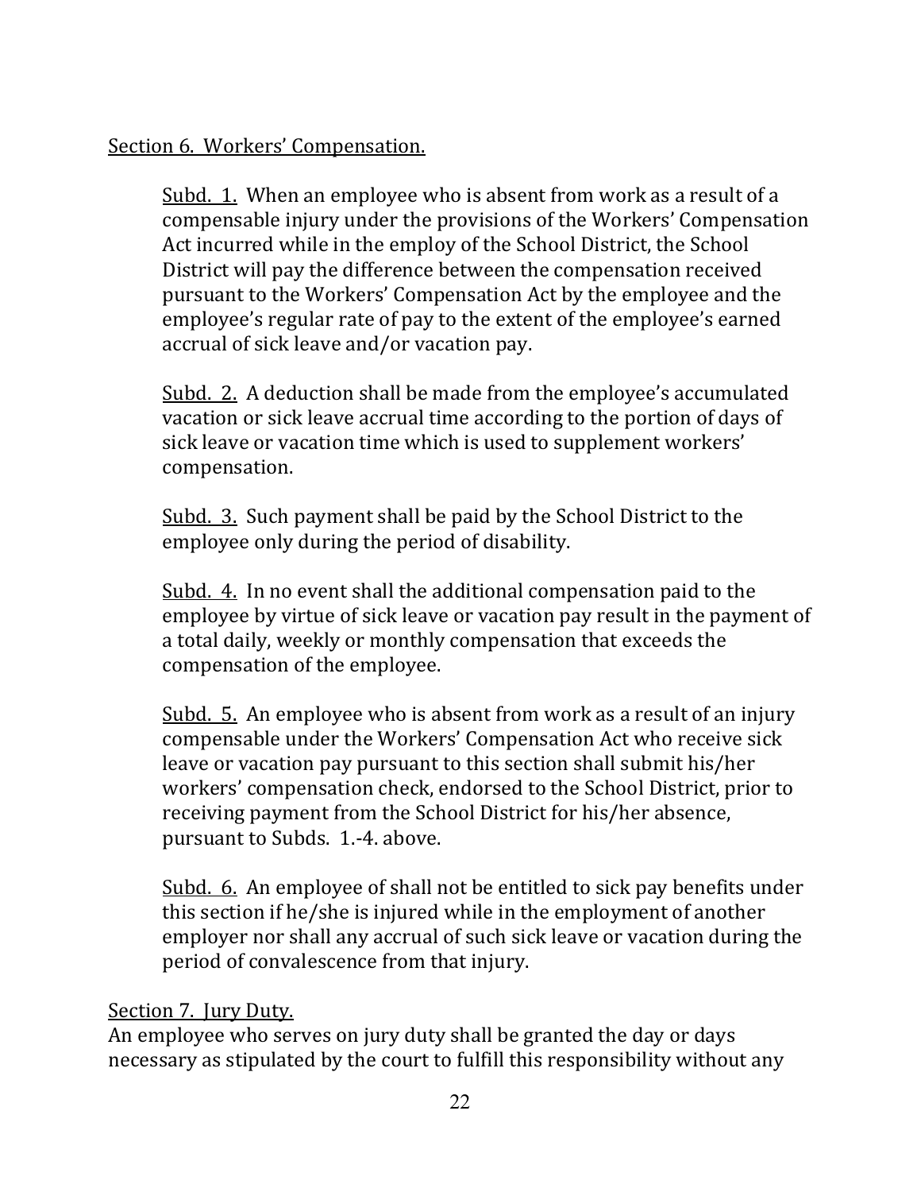Section 6. Workers' Compensation.

Subd. 1. When an employee who is absent from work as a result of a compensable injury under the provisions of the Workers' Compensation Act incurred while in the employ of the School District, the School District will pay the difference between the compensation received pursuant to the Workers' Compensation Act by the employee and the employee's regular rate of pay to the extent of the employee's earned accrual of sick leave and/or vacation pay.

Subd. 2. A deduction shall be made from the employee's accumulated vacation or sick leave accrual time according to the portion of days of sick leave or vacation time which is used to supplement workers' compensation.

Subd. 3. Such payment shall be paid by the School District to the employee only during the period of disability.

Subd. 4. In no event shall the additional compensation paid to the employee by virtue of sick leave or vacation pay result in the payment of a total daily, weekly or monthly compensation that exceeds the compensation of the employee.

Subd. 5. An employee who is absent from work as a result of an injury compensable under the Workers' Compensation Act who receive sick leave or vacation pay pursuant to this section shall submit his/her workers' compensation check, endorsed to the School District, prior to receiving payment from the School District for his/her absence, pursuant to Subds. 1.-4. above.

Subd. 6. An employee of shall not be entitled to sick pay benefits under this section if he/she is injured while in the employment of another employer nor shall any accrual of such sick leave or vacation during the period of convalescence from that injury.

Section 7. Jury Duty.

An employee who serves on jury duty shall be granted the day or days necessary as stipulated by the court to fulfill this responsibility without any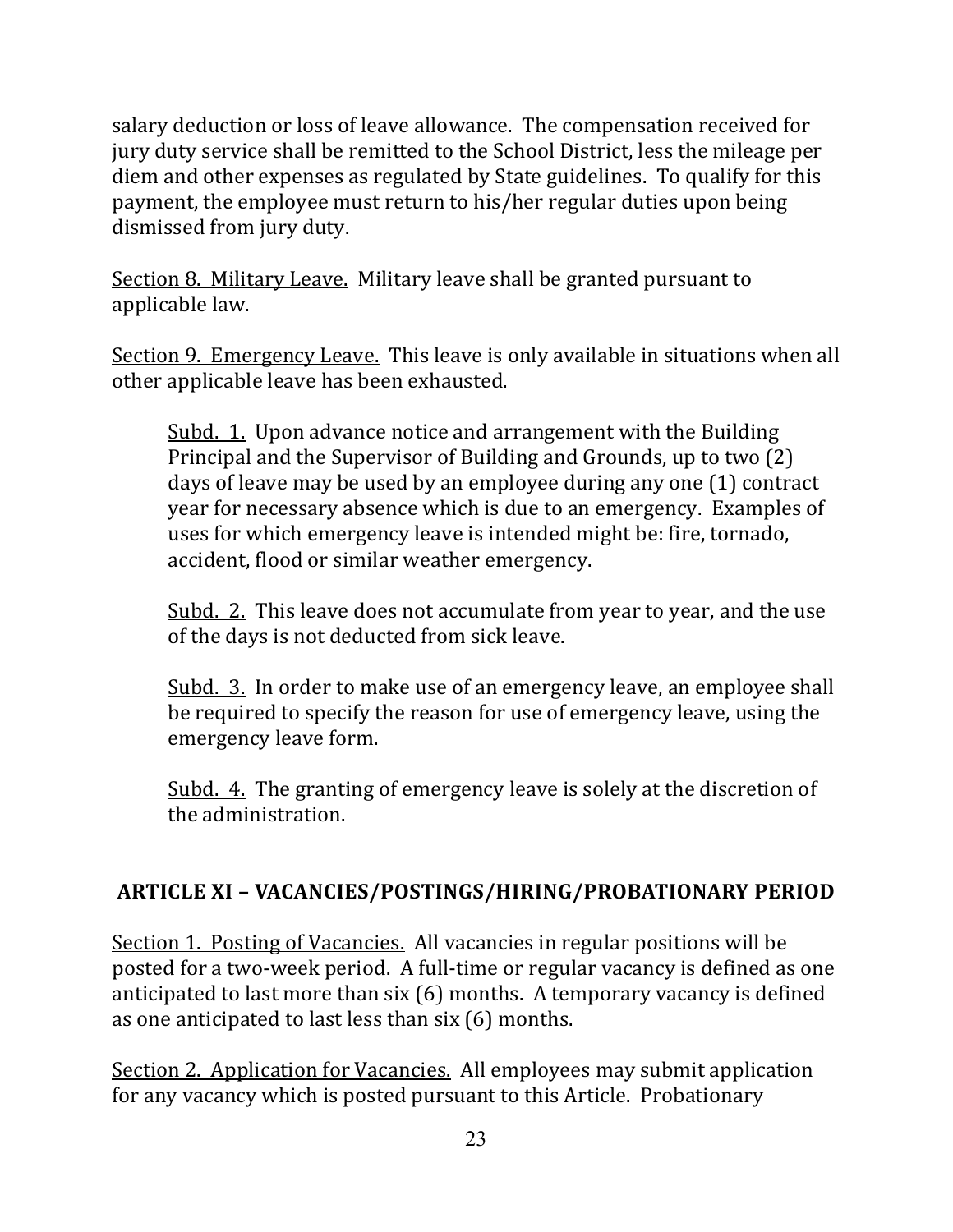salary deduction or loss of leave allowance. The compensation received for jury duty service shall be remitted to the School District, less the mileage per diem and other expenses as regulated by State guidelines. To qualify for this payment, the employee must return to his/her regular duties upon being dismissed from jury duty.

Section 8. Military Leave. Military leave shall be granted pursuant to applicable law.

Section 9. Emergency Leave. This leave is only available in situations when all other applicable leave has been exhausted.

> Subd. 1. Upon advance notice and arrangement with the Building Principal and the Supervisor of Building and Grounds, up to two (2) days of leave may be used by an employee during any one (1) contract year for necessary absence which is due to an emergency. Examples of uses for which emergency leave is intended might be: fire, tornado, accident, flood or similar weather emergency.
>
> Subd. 2. This leave does not accumulate from year to year, and the use of the days is not deducted from sick leave.
>
> Subd. 3. In order to make use of an emergency leave, an employee shall be required to specify the reason for use of emergency leave, using the emergency leave form.
>
> Subd. 4. The granting of emergency leave is solely at the discretion of the administration.

## ARTICLE XI – VACANCIES/POSTINGS/HIRING/PROBATIONARY PERIOD

Section 1. Posting of Vacancies. All vacancies in regular positions will be posted for a two-week period. A full-time or regular vacancy is defined as one anticipated to last more than six (6) months. A temporary vacancy is defined as one anticipated to last less than six (6) months.

Section 2. Application for Vacancies. All employees may submit application for any vacancy which is posted pursuant to this Article. Probationary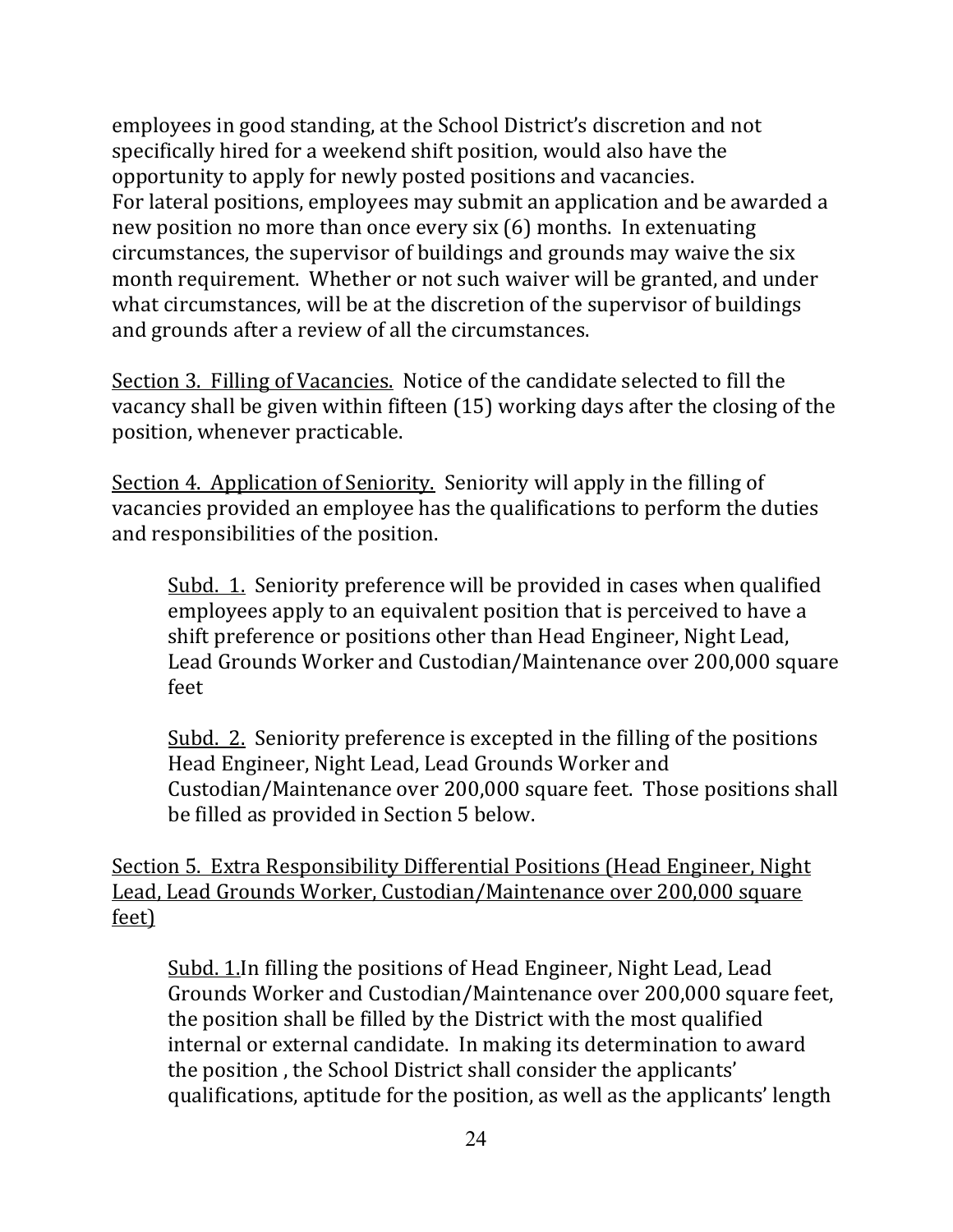employees in good standing, at the School District's discretion and not specifically hired for a weekend shift position, would also have the opportunity to apply for newly posted positions and vacancies.
For lateral positions, employees may submit an application and be awarded a new position no more than once every six (6) months. In extenuating circumstances, the supervisor of buildings and grounds may waive the six month requirement. Whether or not such waiver will be granted, and under what circumstances, will be at the discretion of the supervisor of buildings and grounds after a review of all the circumstances.

<u>Section 3. Filling of Vacancies.</u> Notice of the candidate selected to fill the vacancy shall be given within fifteen (15) working days after the closing of the position, whenever practicable.

<u>Section 4. Application of Seniority.</u> Seniority will apply in the filling of vacancies provided an employee has the qualifications to perform the duties and responsibilities of the position.

> <u>Subd. 1.</u> Seniority preference will be provided in cases when qualified employees apply to an equivalent position that is perceived to have a shift preference or positions other than Head Engineer, Night Lead, Lead Grounds Worker and Custodian/Maintenance over 200,000 square feet
>
> <u>Subd. 2.</u> Seniority preference is excepted in the filling of the positions Head Engineer, Night Lead, Lead Grounds Worker and Custodian/Maintenance over 200,000 square feet. Those positions shall be filled as provided in Section 5 below.

<u>Section 5. Extra Responsibility Differential Positions (Head Engineer, Night Lead, Lead Grounds Worker, Custodian/Maintenance over 200,000 square feet)</u>

> <u>Subd. 1.</u>In filling the positions of Head Engineer, Night Lead, Lead Grounds Worker and Custodian/Maintenance over 200,000 square feet, the position shall be filled by the District with the most qualified internal or external candidate. In making its determination to award the position , the School District shall consider the applicants' qualifications, aptitude for the position, as well as the applicants' length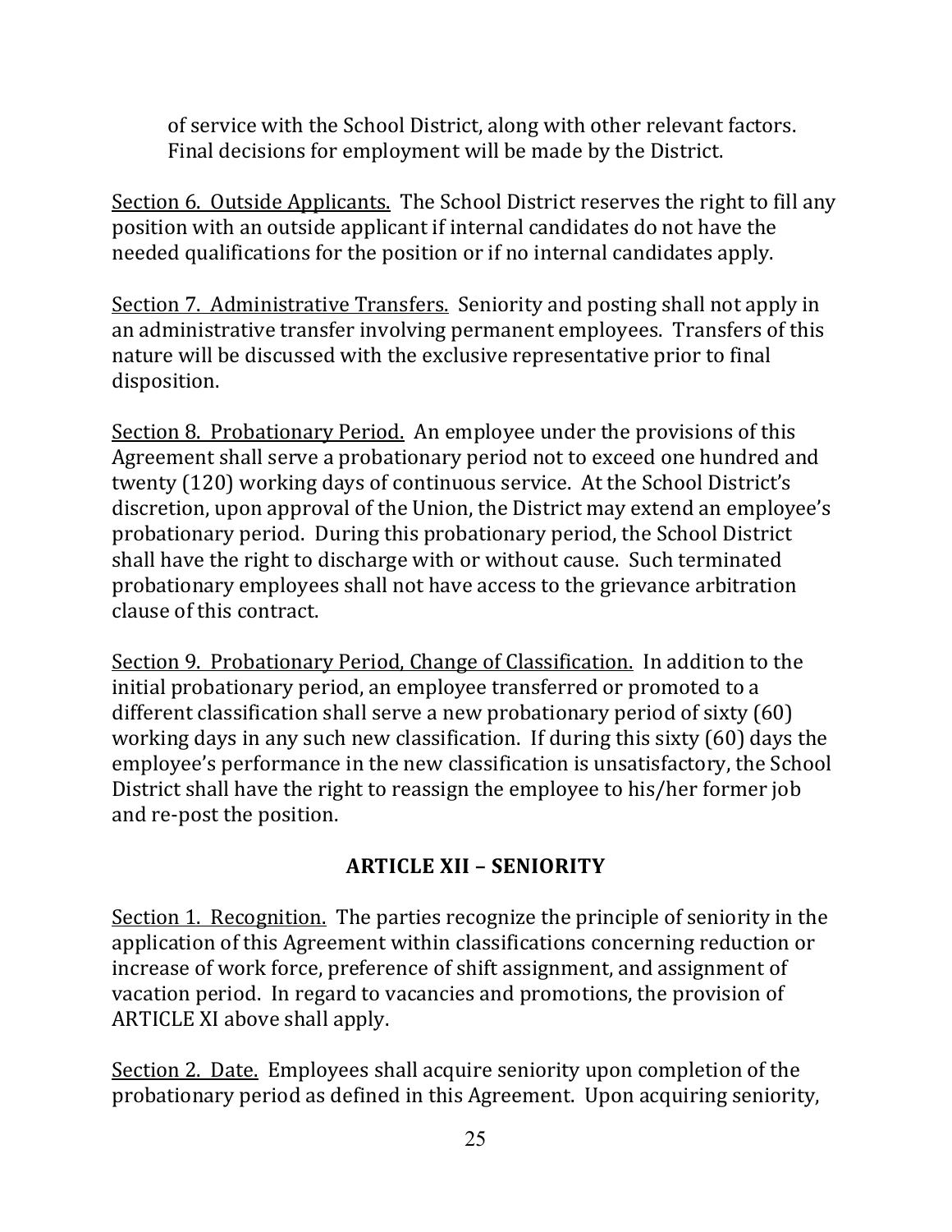of service with the School District, along with other relevant factors. Final decisions for employment will be made by the District.

Section 6. Outside Applicants. The School District reserves the right to fill any position with an outside applicant if internal candidates do not have the needed qualifications for the position or if no internal candidates apply.

Section 7. Administrative Transfers. Seniority and posting shall not apply in an administrative transfer involving permanent employees. Transfers of this nature will be discussed with the exclusive representative prior to final disposition.

Section 8. Probationary Period. An employee under the provisions of this Agreement shall serve a probationary period not to exceed one hundred and twenty (120) working days of continuous service. At the School District's discretion, upon approval of the Union, the District may extend an employee's probationary period. During this probationary period, the School District shall have the right to discharge with or without cause. Such terminated probationary employees shall not have access to the grievance arbitration clause of this contract.

Section 9. Probationary Period, Change of Classification. In addition to the initial probationary period, an employee transferred or promoted to a different classification shall serve a new probationary period of sixty (60) working days in any such new classification. If during this sixty (60) days the employee's performance in the new classification is unsatisfactory, the School District shall have the right to reassign the employee to his/her former job and re-post the position.

## ARTICLE XII – SENIORITY

Section 1. Recognition. The parties recognize the principle of seniority in the application of this Agreement within classifications concerning reduction or increase of work force, preference of shift assignment, and assignment of vacation period. In regard to vacancies and promotions, the provision of ARTICLE XI above shall apply.

Section 2. Date. Employees shall acquire seniority upon completion of the probationary period as defined in this Agreement. Upon acquiring seniority,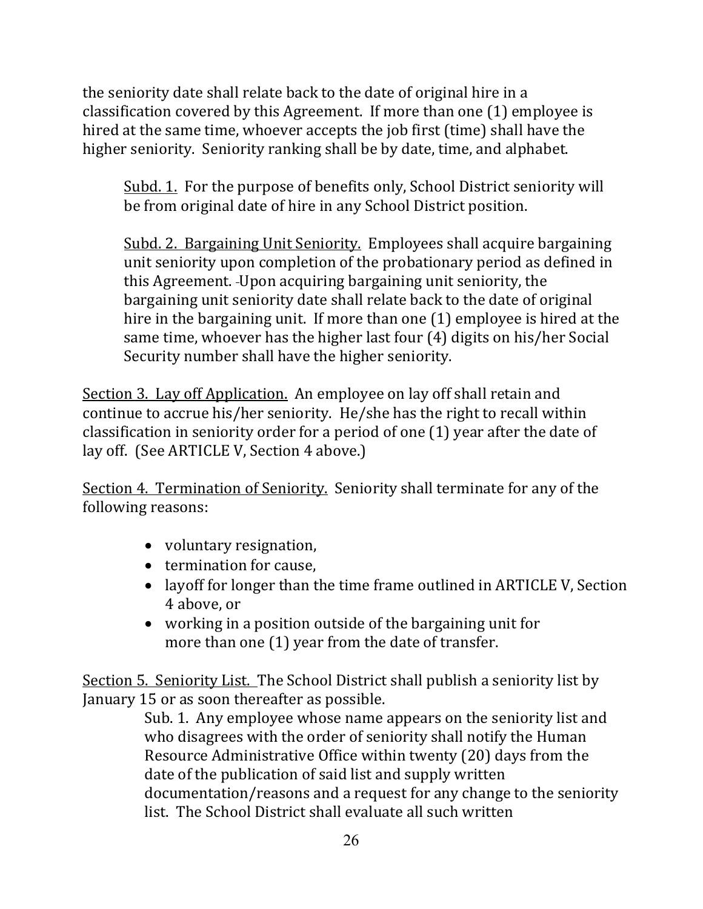the seniority date shall relate back to the date of original hire in a classification covered by this Agreement. If more than one (1) employee is hired at the same time, whoever accepts the job first (time) shall have the higher seniority. Seniority ranking shall be by date, time, and alphabet.

> Subd. 1. For the purpose of benefits only, School District seniority will be from original date of hire in any School District position.
>
> Subd. 2. Bargaining Unit Seniority. Employees shall acquire bargaining unit seniority upon completion of the probationary period as defined in this Agreement. Upon acquiring bargaining unit seniority, the bargaining unit seniority date shall relate back to the date of original hire in the bargaining unit. If more than one (1) employee is hired at the same time, whoever has the higher last four (4) digits on his/her Social Security number shall have the higher seniority.

Section 3. Lay off Application. An employee on lay off shall retain and continue to accrue his/her seniority. He/she has the right to recall within classification in seniority order for a period of one (1) year after the date of lay off. (See ARTICLE V, Section 4 above.)

Section 4. Termination of Seniority. Seniority shall terminate for any of the following reasons:

- voluntary resignation,
- termination for cause,
- layoff for longer than the time frame outlined in ARTICLE V, Section 4 above, or
- working in a position outside of the bargaining unit for more than one (1) year from the date of transfer.

Section 5. Seniority List. The School District shall publish a seniority list by January 15 or as soon thereafter as possible.

> Sub. 1. Any employee whose name appears on the seniority list and who disagrees with the order of seniority shall notify the Human Resource Administrative Office within twenty (20) days from the date of the publication of said list and supply written documentation/reasons and a request for any change to the seniority list. The School District shall evaluate all such written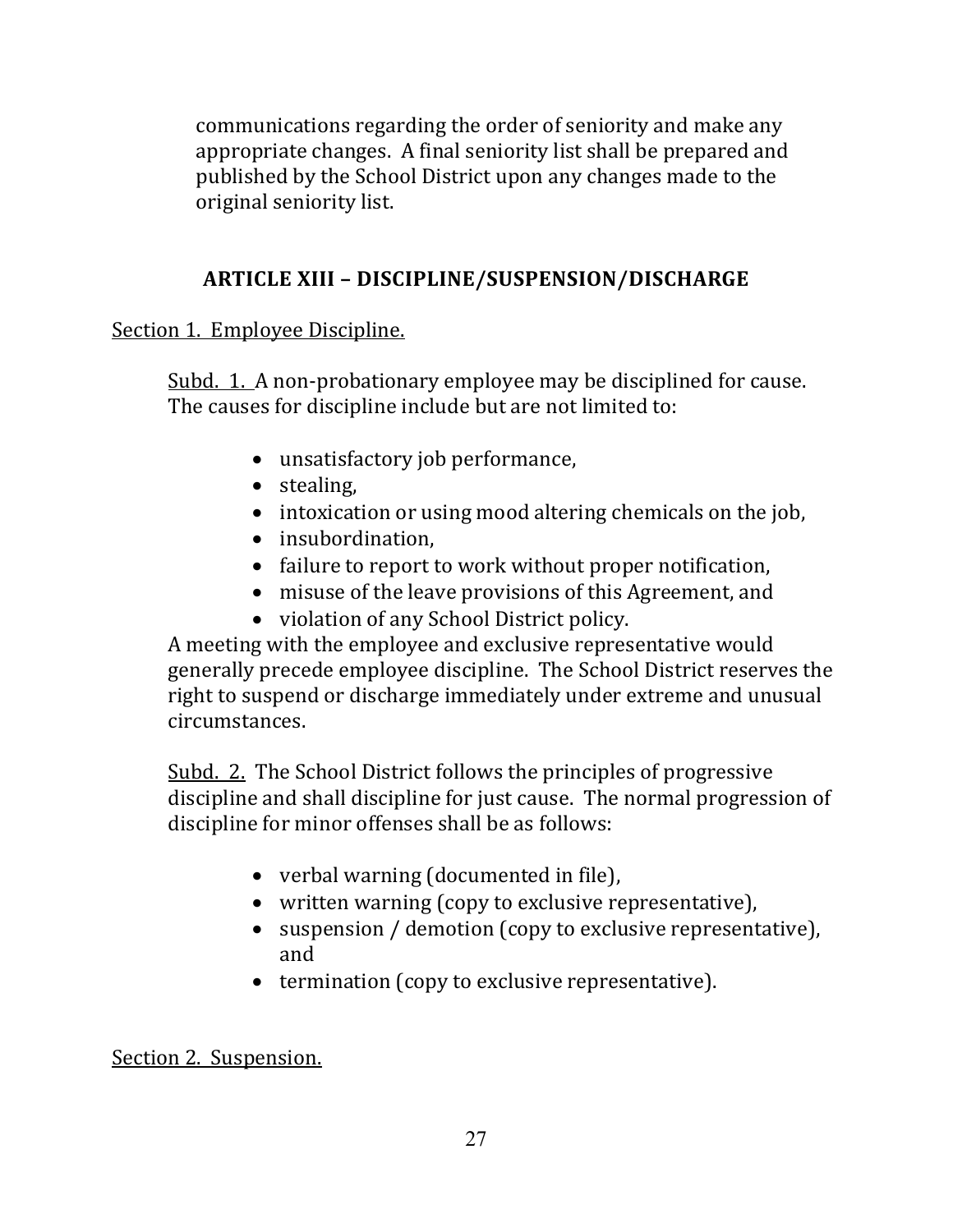communications regarding the order of seniority and make any appropriate changes. A final seniority list shall be prepared and published by the School District upon any changes made to the original seniority list.

## ARTICLE XIII – DISCIPLINE/SUSPENSION/DISCHARGE

Section 1. Employee Discipline.

Subd. 1. A non-probationary employee may be disciplined for cause. The causes for discipline include but are not limited to:

- unsatisfactory job performance,
- stealing,
- intoxication or using mood altering chemicals on the job,
- insubordination,
- failure to report to work without proper notification,
- misuse of the leave provisions of this Agreement, and
- violation of any School District policy.

A meeting with the employee and exclusive representative would generally precede employee discipline. The School District reserves the right to suspend or discharge immediately under extreme and unusual circumstances.

Subd. 2. The School District follows the principles of progressive discipline and shall discipline for just cause. The normal progression of discipline for minor offenses shall be as follows:

- verbal warning (documented in file),
- written warning (copy to exclusive representative),
- suspension / demotion (copy to exclusive representative), and
- termination (copy to exclusive representative).

Section 2. Suspension.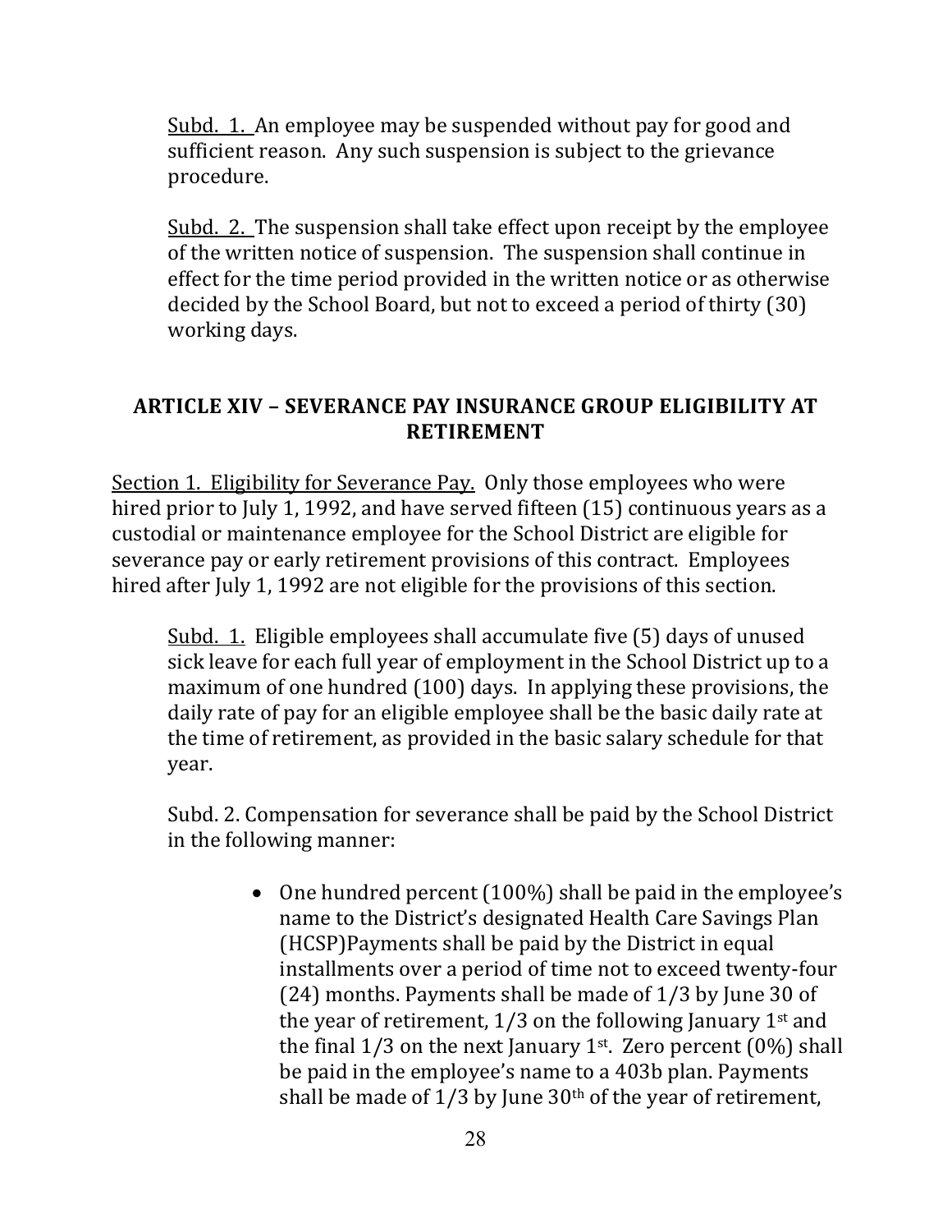Subd. 1. An employee may be suspended without pay for good and sufficient reason. Any such suspension is subject to the grievance procedure.

Subd. 2. The suspension shall take effect upon receipt by the employee of the written notice of suspension. The suspension shall continue in effect for the time period provided in the written notice or as otherwise decided by the School Board, but not to exceed a period of thirty (30) working days.

## ARTICLE XIV – SEVERANCE PAY INSURANCE GROUP ELIGIBILITY AT RETIREMENT

Section 1. Eligibility for Severance Pay. Only those employees who were hired prior to July 1, 1992, and have served fifteen (15) continuous years as a custodial or maintenance employee for the School District are eligible for severance pay or early retirement provisions of this contract. Employees hired after July 1, 1992 are not eligible for the provisions of this section.

Subd. 1. Eligible employees shall accumulate five (5) days of unused sick leave for each full year of employment in the School District up to a maximum of one hundred (100) days. In applying these provisions, the daily rate of pay for an eligible employee shall be the basic daily rate at the time of retirement, as provided in the basic salary schedule for that year.

Subd. 2. Compensation for severance shall be paid by the School District in the following manner:

- One hundred percent (100%) shall be paid in the employee's name to the District's designated Health Care Savings Plan (HCSP)Payments shall be paid by the District in equal installments over a period of time not to exceed twenty-four (24) months. Payments shall be made of 1/3 by June 30 of the year of retirement, 1/3 on the following January 1st and the final 1/3 on the next January 1st. Zero percent (0%) shall be paid in the employee's name to a 403b plan. Payments shall be made of 1/3 by June 30th of the year of retirement,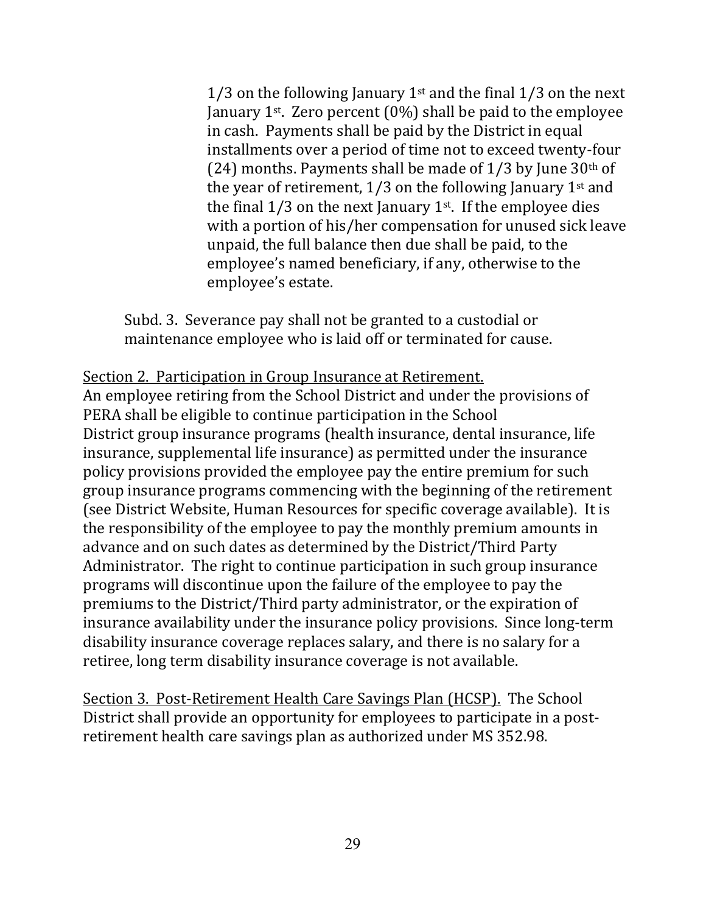1/3 on the following January 1st and the final 1/3 on the next January 1st. Zero percent (0%) shall be paid to the employee in cash. Payments shall be paid by the District in equal installments over a period of time not to exceed twenty-four (24) months. Payments shall be made of 1/3 by June 30th of the year of retirement, 1/3 on the following January 1st and the final 1/3 on the next January 1st. If the employee dies with a portion of his/her compensation for unused sick leave unpaid, the full balance then due shall be paid, to the employee's named beneficiary, if any, otherwise to the employee's estate.

Subd. 3. Severance pay shall not be granted to a custodial or maintenance employee who is laid off or terminated for cause.

Section 2. Participation in Group Insurance at Retirement.
An employee retiring from the School District and under the provisions of PERA shall be eligible to continue participation in the School District group insurance programs (health insurance, dental insurance, life insurance, supplemental life insurance) as permitted under the insurance policy provisions provided the employee pay the entire premium for such group insurance programs commencing with the beginning of the retirement (see District Website, Human Resources for specific coverage available). It is the responsibility of the employee to pay the monthly premium amounts in advance and on such dates as determined by the District/Third Party Administrator. The right to continue participation in such group insurance programs will discontinue upon the failure of the employee to pay the premiums to the District/Third party administrator, or the expiration of insurance availability under the insurance policy provisions. Since long-term disability insurance coverage replaces salary, and there is no salary for a retiree, long term disability insurance coverage is not available.

Section 3. Post-Retirement Health Care Savings Plan (HCSP). The School District shall provide an opportunity for employees to participate in a post-retirement health care savings plan as authorized under MS 352.98.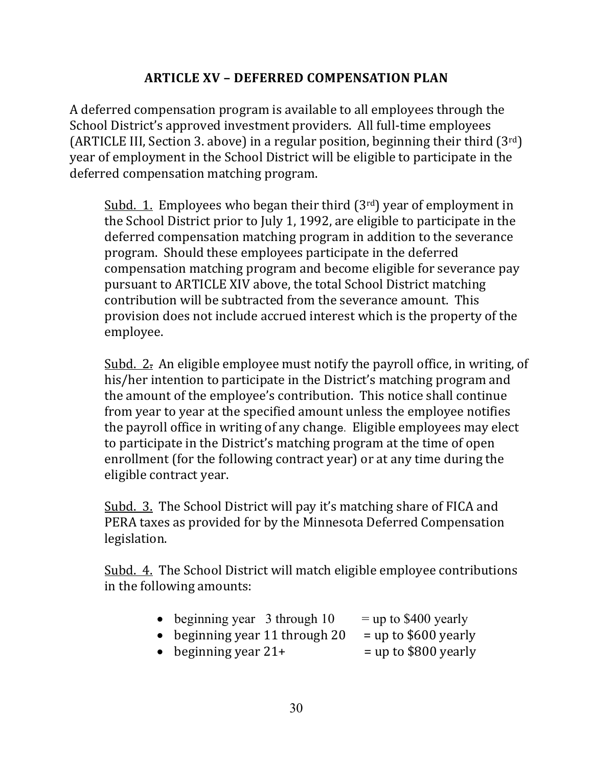## ARTICLE XV – DEFERRED COMPENSATION PLAN

A deferred compensation program is available to all employees through the School District's approved investment providers. All full-time employees (ARTICLE III, Section 3. above) in a regular position, beginning their third (3rd) year of employment in the School District will be eligible to participate in the deferred compensation matching program.

Subd. 1. Employees who began their third (3rd) year of employment in the School District prior to July 1, 1992, are eligible to participate in the deferred compensation matching program in addition to the severance program. Should these employees participate in the deferred compensation matching program and become eligible for severance pay pursuant to ARTICLE XIV above, the total School District matching contribution will be subtracted from the severance amount. This provision does not include accrued interest which is the property of the employee.

Subd. 2. An eligible employee must notify the payroll office, in writing, of his/her intention to participate in the District's matching program and the amount of the employee's contribution. This notice shall continue from year to year at the specified amount unless the employee notifies the payroll office in writing of any change. Eligible employees may elect to participate in the District's matching program at the time of open enrollment (for the following contract year) or at any time during the eligible contract year.

Subd. 3. The School District will pay it's matching share of FICA and PERA taxes as provided for by the Minnesota Deferred Compensation legislation.

Subd. 4. The School District will match eligible employee contributions in the following amounts:

- beginning year 3 through 10 = up to $400 yearly
- beginning year 11 through 20 = up to $600 yearly
- beginning year 21+ = up to $800 yearly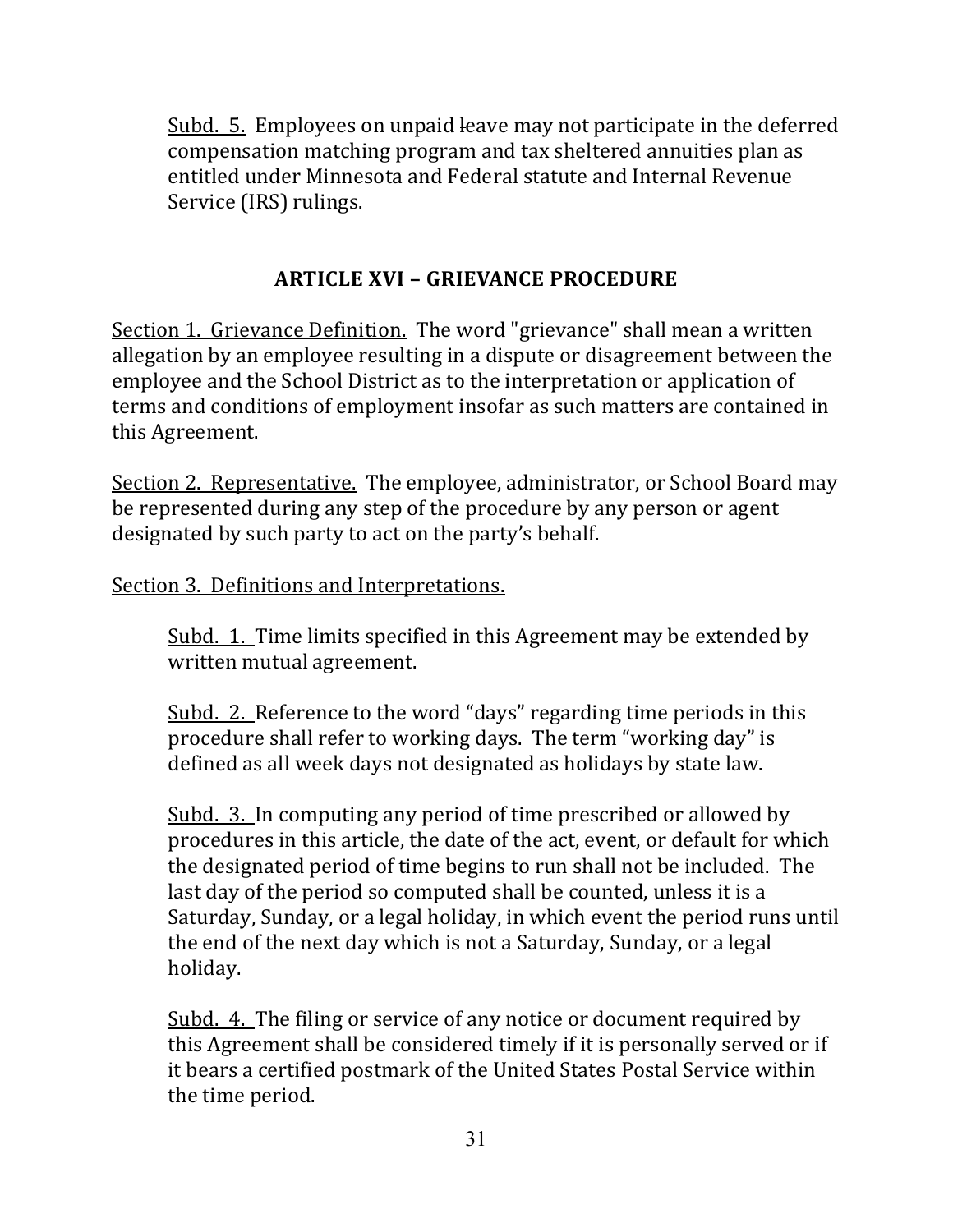Subd. 5. Employees on unpaid leave may not participate in the deferred compensation matching program and tax sheltered annuities plan as entitled under Minnesota and Federal statute and Internal Revenue Service (IRS) rulings.

## ARTICLE XVI – GRIEVANCE PROCEDURE

Section 1. Grievance Definition. The word "grievance" shall mean a written allegation by an employee resulting in a dispute or disagreement between the employee and the School District as to the interpretation or application of terms and conditions of employment insofar as such matters are contained in this Agreement.

Section 2. Representative. The employee, administrator, or School Board may be represented during any step of the procedure by any person or agent designated by such party to act on the party's behalf.

Section 3. Definitions and Interpretations.

Subd. 1. Time limits specified in this Agreement may be extended by written mutual agreement.

Subd. 2. Reference to the word "days" regarding time periods in this procedure shall refer to working days. The term "working day" is defined as all week days not designated as holidays by state law.

Subd. 3. In computing any period of time prescribed or allowed by procedures in this article, the date of the act, event, or default for which the designated period of time begins to run shall not be included. The last day of the period so computed shall be counted, unless it is a Saturday, Sunday, or a legal holiday, in which event the period runs until the end of the next day which is not a Saturday, Sunday, or a legal holiday.

Subd. 4. The filing or service of any notice or document required by this Agreement shall be considered timely if it is personally served or if it bears a certified postmark of the United States Postal Service within the time period.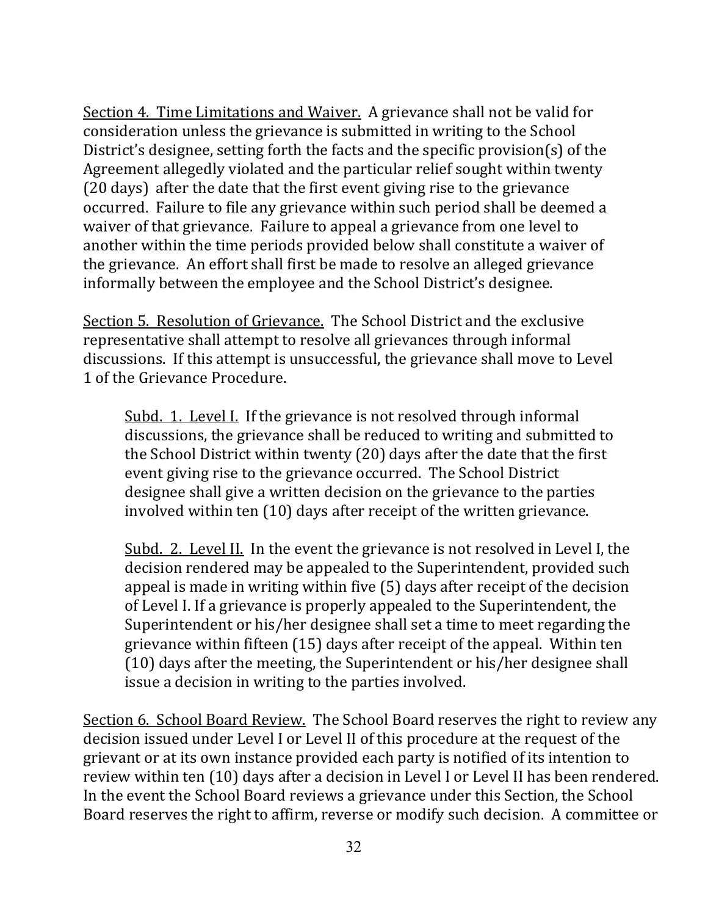Section 4. Time Limitations and Waiver. A grievance shall not be valid for consideration unless the grievance is submitted in writing to the School District's designee, setting forth the facts and the specific provision(s) of the Agreement allegedly violated and the particular relief sought within twenty (20 days) after the date that the first event giving rise to the grievance occurred. Failure to file any grievance within such period shall be deemed a waiver of that grievance. Failure to appeal a grievance from one level to another within the time periods provided below shall constitute a waiver of the grievance. An effort shall first be made to resolve an alleged grievance informally between the employee and the School District's designee.

Section 5. Resolution of Grievance. The School District and the exclusive representative shall attempt to resolve all grievances through informal discussions. If this attempt is unsuccessful, the grievance shall move to Level 1 of the Grievance Procedure.

> Subd. 1. Level I. If the grievance is not resolved through informal discussions, the grievance shall be reduced to writing and submitted to the School District within twenty (20) days after the date that the first event giving rise to the grievance occurred. The School District designee shall give a written decision on the grievance to the parties involved within ten (10) days after receipt of the written grievance.
>
> Subd. 2. Level II. In the event the grievance is not resolved in Level I, the decision rendered may be appealed to the Superintendent, provided such appeal is made in writing within five (5) days after receipt of the decision of Level I. If a grievance is properly appealed to the Superintendent, the Superintendent or his/her designee shall set a time to meet regarding the grievance within fifteen (15) days after receipt of the appeal. Within ten (10) days after the meeting, the Superintendent or his/her designee shall issue a decision in writing to the parties involved.

Section 6. School Board Review. The School Board reserves the right to review any decision issued under Level I or Level II of this procedure at the request of the grievant or at its own instance provided each party is notified of its intention to review within ten (10) days after a decision in Level I or Level II has been rendered. In the event the School Board reviews a grievance under this Section, the School Board reserves the right to affirm, reverse or modify such decision. A committee or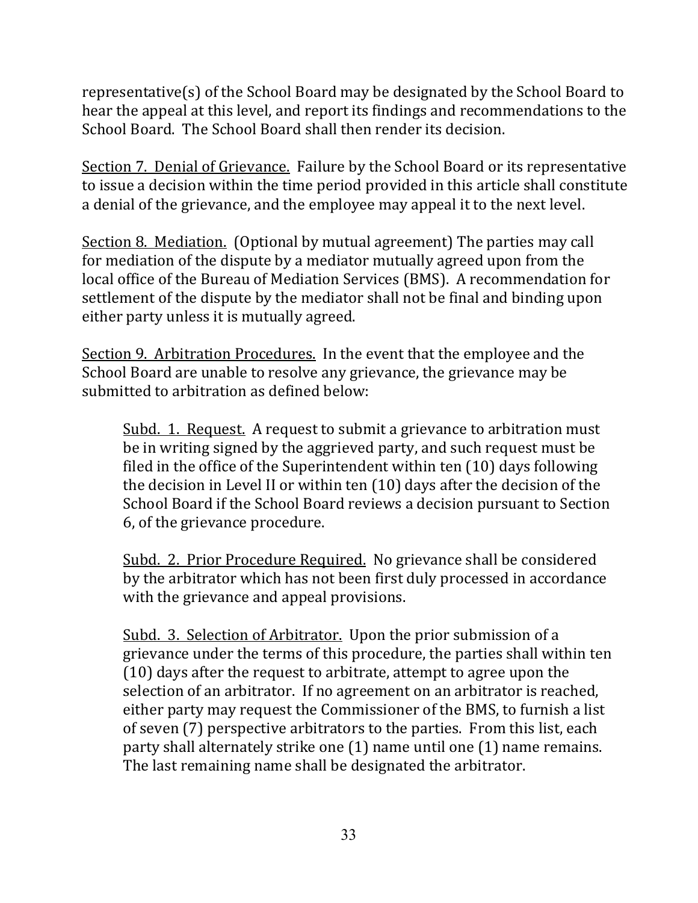representative(s) of the School Board may be designated by the School Board to hear the appeal at this level, and report its findings and recommendations to the School Board. The School Board shall then render its decision.

Section 7. Denial of Grievance. Failure by the School Board or its representative to issue a decision within the time period provided in this article shall constitute a denial of the grievance, and the employee may appeal it to the next level.

Section 8. Mediation. (Optional by mutual agreement) The parties may call for mediation of the dispute by a mediator mutually agreed upon from the local office of the Bureau of Mediation Services (BMS). A recommendation for settlement of the dispute by the mediator shall not be final and binding upon either party unless it is mutually agreed.

Section 9. Arbitration Procedures. In the event that the employee and the School Board are unable to resolve any grievance, the grievance may be submitted to arbitration as defined below:

> Subd. 1. Request. A request to submit a grievance to arbitration must be in writing signed by the aggrieved party, and such request must be filed in the office of the Superintendent within ten (10) days following the decision in Level II or within ten (10) days after the decision of the School Board if the School Board reviews a decision pursuant to Section 6, of the grievance procedure.
>
> Subd. 2. Prior Procedure Required. No grievance shall be considered by the arbitrator which has not been first duly processed in accordance with the grievance and appeal provisions.
>
> Subd. 3. Selection of Arbitrator. Upon the prior submission of a grievance under the terms of this procedure, the parties shall within ten (10) days after the request to arbitrate, attempt to agree upon the selection of an arbitrator. If no agreement on an arbitrator is reached, either party may request the Commissioner of the BMS, to furnish a list of seven (7) perspective arbitrators to the parties. From this list, each party shall alternately strike one (1) name until one (1) name remains. The last remaining name shall be designated the arbitrator.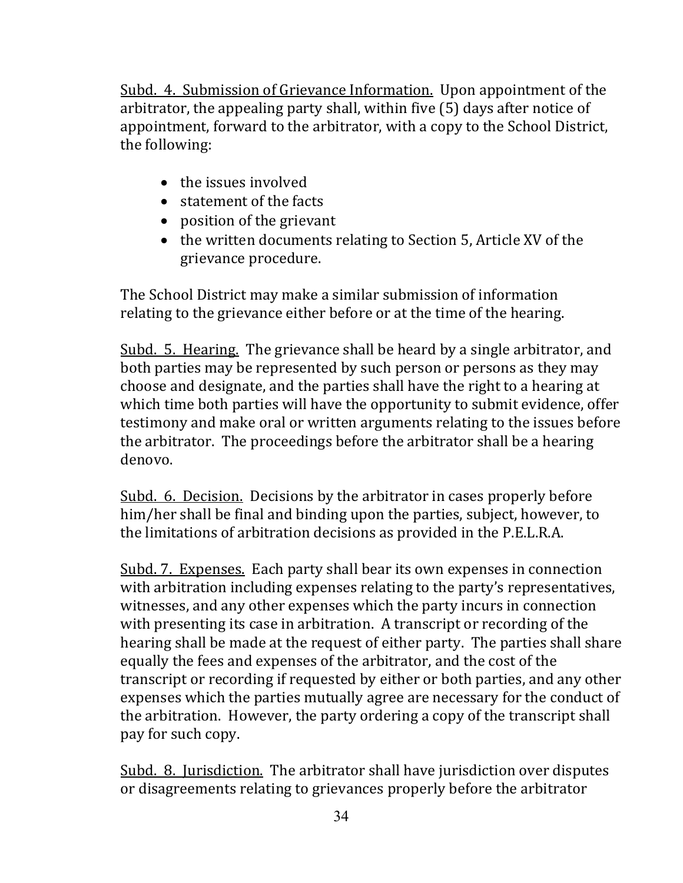<u>Subd. 4. Submission of Grievance Information.</u> Upon appointment of the arbitrator, the appealing party shall, within five (5) days after notice of appointment, forward to the arbitrator, with a copy to the School District, the following:

- the issues involved
- statement of the facts
- position of the grievant
- the written documents relating to Section 5, Article XV of the grievance procedure.

The School District may make a similar submission of information relating to the grievance either before or at the time of the hearing.

<u>Subd. 5. Hearing.</u> The grievance shall be heard by a single arbitrator, and both parties may be represented by such person or persons as they may choose and designate, and the parties shall have the right to a hearing at which time both parties will have the opportunity to submit evidence, offer testimony and make oral or written arguments relating to the issues before the arbitrator. The proceedings before the arbitrator shall be a hearing denovo.

<u>Subd. 6. Decision.</u> Decisions by the arbitrator in cases properly before him/her shall be final and binding upon the parties, subject, however, to the limitations of arbitration decisions as provided in the P.E.L.R.A.

<u>Subd. 7. Expenses.</u> Each party shall bear its own expenses in connection with arbitration including expenses relating to the party's representatives, witnesses, and any other expenses which the party incurs in connection with presenting its case in arbitration. A transcript or recording of the hearing shall be made at the request of either party. The parties shall share equally the fees and expenses of the arbitrator, and the cost of the transcript or recording if requested by either or both parties, and any other expenses which the parties mutually agree are necessary for the conduct of the arbitration. However, the party ordering a copy of the transcript shall pay for such copy.

<u>Subd. 8. Jurisdiction.</u> The arbitrator shall have jurisdiction over disputes or disagreements relating to grievances properly before the arbitrator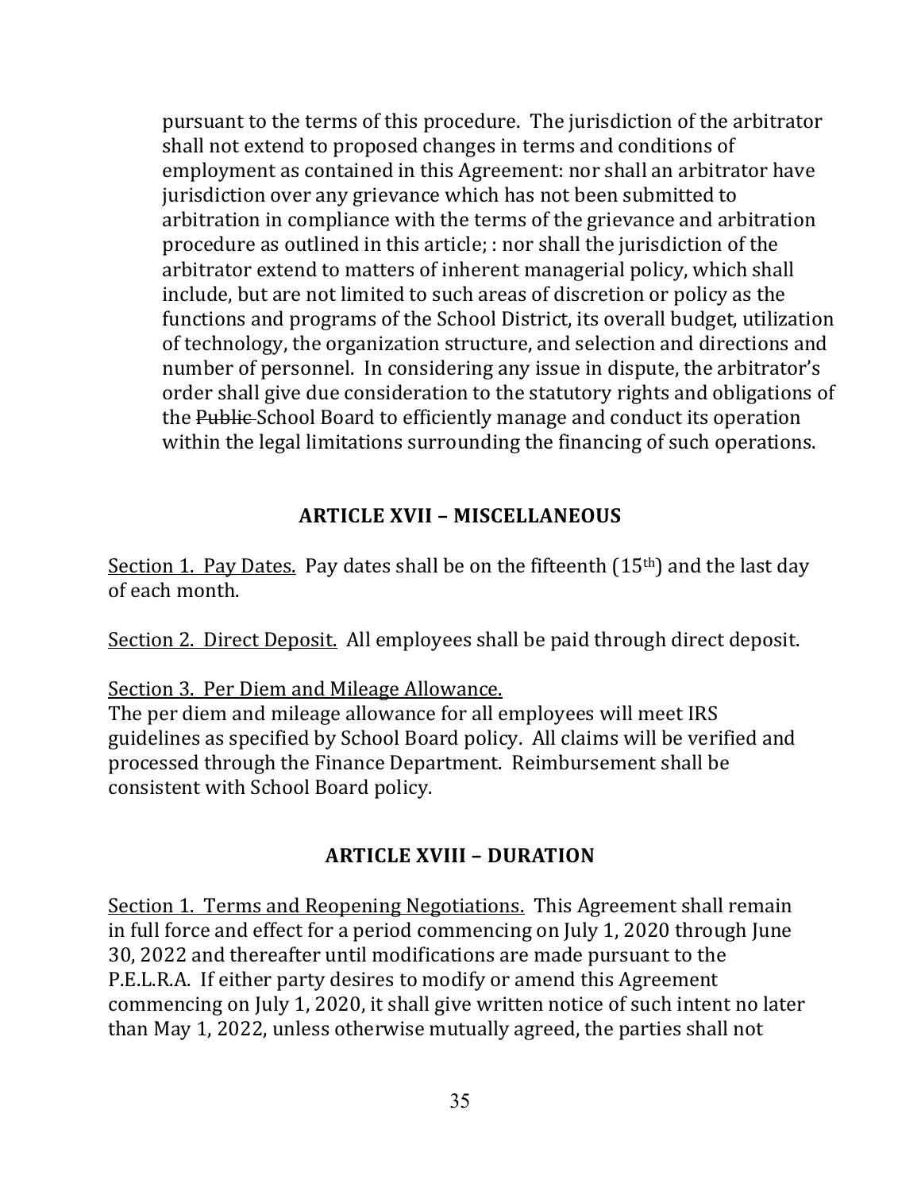pursuant to the terms of this procedure. The jurisdiction of the arbitrator shall not extend to proposed changes in terms and conditions of employment as contained in this Agreement: nor shall an arbitrator have jurisdiction over any grievance which has not been submitted to arbitration in compliance with the terms of the grievance and arbitration procedure as outlined in this article; : nor shall the jurisdiction of the arbitrator extend to matters of inherent managerial policy, which shall include, but are not limited to such areas of discretion or policy as the functions and programs of the School District, its overall budget, utilization of technology, the organization structure, and selection and directions and number of personnel. In considering any issue in dispute, the arbitrator's order shall give due consideration to the statutory rights and obligations of the ~~Public~~ School Board to efficiently manage and conduct its operation within the legal limitations surrounding the financing of such operations.

## ARTICLE XVII – MISCELLANEOUS

Section 1. Pay Dates. Pay dates shall be on the fifteenth (15th) and the last day of each month.

Section 2. Direct Deposit. All employees shall be paid through direct deposit.

Section 3. Per Diem and Mileage Allowance.
The per diem and mileage allowance for all employees will meet IRS guidelines as specified by School Board policy. All claims will be verified and processed through the Finance Department. Reimbursement shall be consistent with School Board policy.

## ARTICLE XVIII – DURATION

Section 1. Terms and Reopening Negotiations. This Agreement shall remain in full force and effect for a period commencing on July 1, 2020 through June 30, 2022 and thereafter until modifications are made pursuant to the P.E.L.R.A. If either party desires to modify or amend this Agreement commencing on July 1, 2020, it shall give written notice of such intent no later than May 1, 2022, unless otherwise mutually agreed, the parties shall not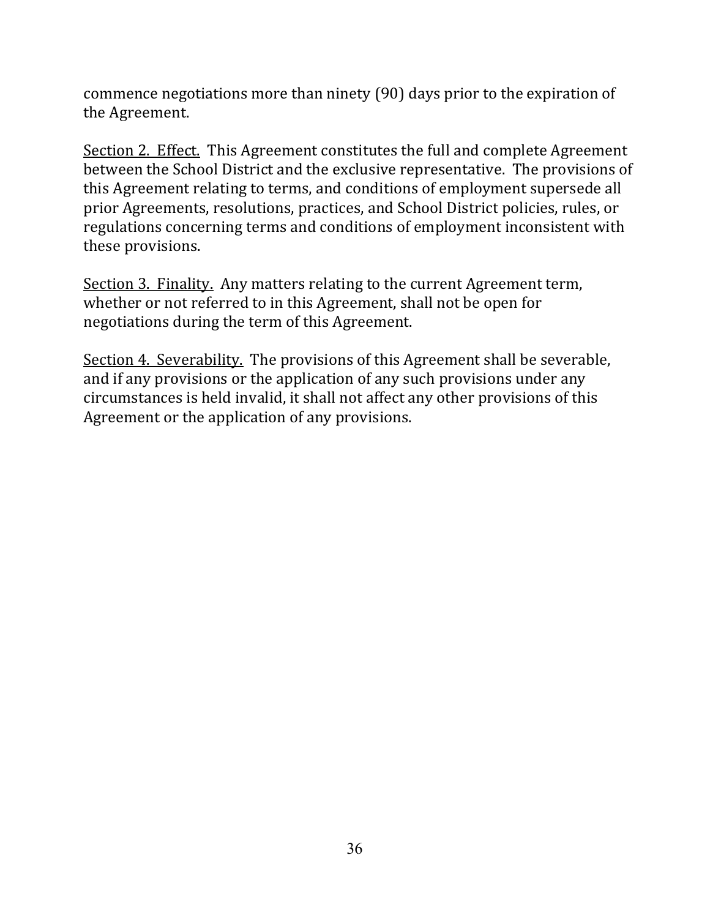commence negotiations more than ninety (90) days prior to the expiration of the Agreement.

<u>Section 2. Effect.</u> This Agreement constitutes the full and complete Agreement between the School District and the exclusive representative. The provisions of this Agreement relating to terms, and conditions of employment supersede all prior Agreements, resolutions, practices, and School District policies, rules, or regulations concerning terms and conditions of employment inconsistent with these provisions.

<u>Section 3. Finality.</u> Any matters relating to the current Agreement term, whether or not referred to in this Agreement, shall not be open for negotiations during the term of this Agreement.

<u>Section 4. Severability.</u> The provisions of this Agreement shall be severable, and if any provisions or the application of any such provisions under any circumstances is held invalid, it shall not affect any other provisions of this Agreement or the application of any provisions.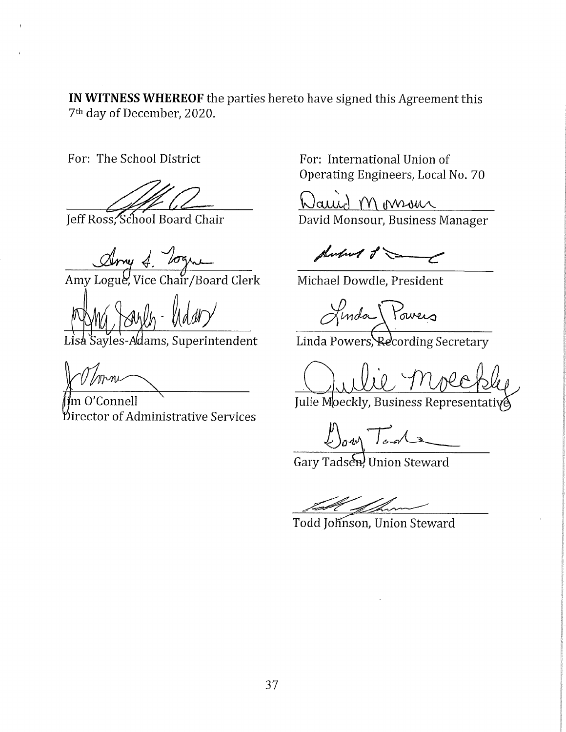**IN WITNESS WHEREOF** the parties hereto have signed this Agreement this 7th day of December, 2020.

For: The School District

Jeff Ross, School Board Chair

Amy Logue, Vice Chair/Board Clerk

Lisa Sayles-Adams, Superintendent

Jim O'Connell
Director of Administrative Services

For: International Union of Operating Engineers, Local No. 70

David Monsour, Business Manager

Michael Dowdle, President

Linda Powers, Recording Secretary

Julie Moeckly, Business Representative

Gary Tadsen, Union Steward

Todd Johnson, Union Steward